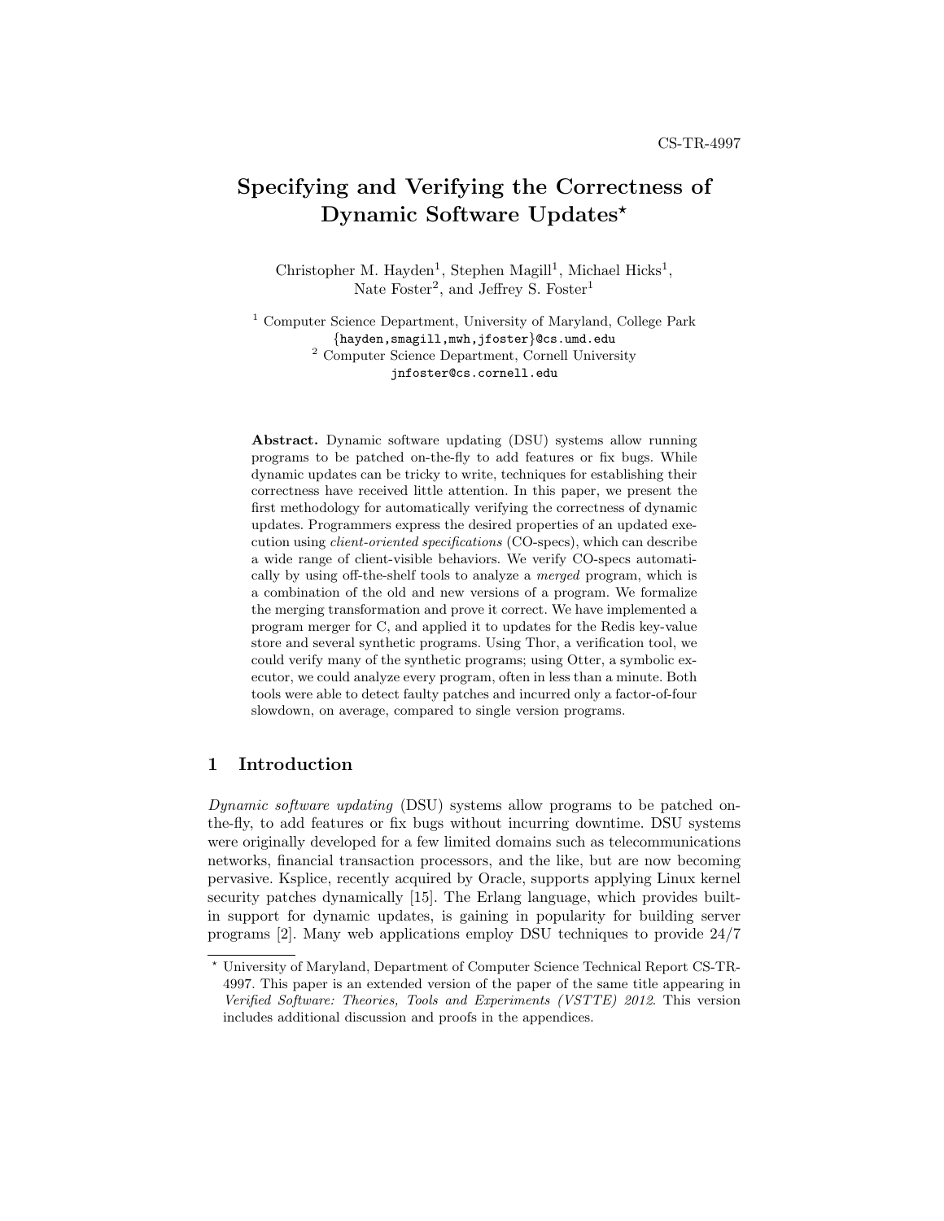CS-TR-4997

# Specifying and Verifying the Correctness of Dynamic Software Updates*

Christopher M. Hayden[1], Stephen Magill[1], Michael Hicks[1], Nate Foster[2], and Jeffrey S. Foster[1]

[1] Computer Science Department, University of Maryland, College Park
{hayden,smagill,mwh,jfoster}@cs.umd.edu

[2] Computer Science Department, Cornell University
jnfoster@cs.cornell.edu

**Abstract.** Dynamic software updating (DSU) systems allow running programs to be patched on-the-fly to add features or fix bugs. While dynamic updates can be tricky to write, techniques for establishing their correctness have received little attention. In this paper, we present the first methodology for automatically verifying the correctness of dynamic updates. Programmers express the desired properties of an updated execution using *client-oriented specifications* (CO-specs), which can describe a wide range of client-visible behaviors. We verify CO-specs automatically by using off-the-shelf tools to analyze a *merged* program, which is a combination of the old and new versions of a program. We formalize the merging transformation and prove it correct. We have implemented a program merger for C, and applied it to updates for the Redis key-value store and several synthetic programs. Using Thor, a verification tool, we could verify many of the synthetic programs; using Otter, a symbolic executor, we could analyze every program, often in less than a minute. Both tools were able to detect faulty patches and incurred only a factor-of-four slowdown, on average, compared to single version programs.

## 1 Introduction

*Dynamic software updating* (DSU) systems allow programs to be patched on-the-fly, to add features or fix bugs without incurring downtime. DSU systems were originally developed for a few limited domains such as telecommunications networks, financial transaction processors, and the like, but are now becoming pervasive. Ksplice, recently acquired by Oracle, supports applying Linux kernel security patches dynamically [15]. The Erlang language, which provides built-in support for dynamic updates, is gaining in popularity for building server programs [2]. Many web applications employ DSU techniques to provide 24/7

---

* University of Maryland, Department of Computer Science Technical Report CS-TR-4997. This paper is an extended version of the paper of the same title appearing in *Verified Software: Theories, Tools and Experiments (VSTTE) 2012*. This version includes additional discussion and proofs in the appendices.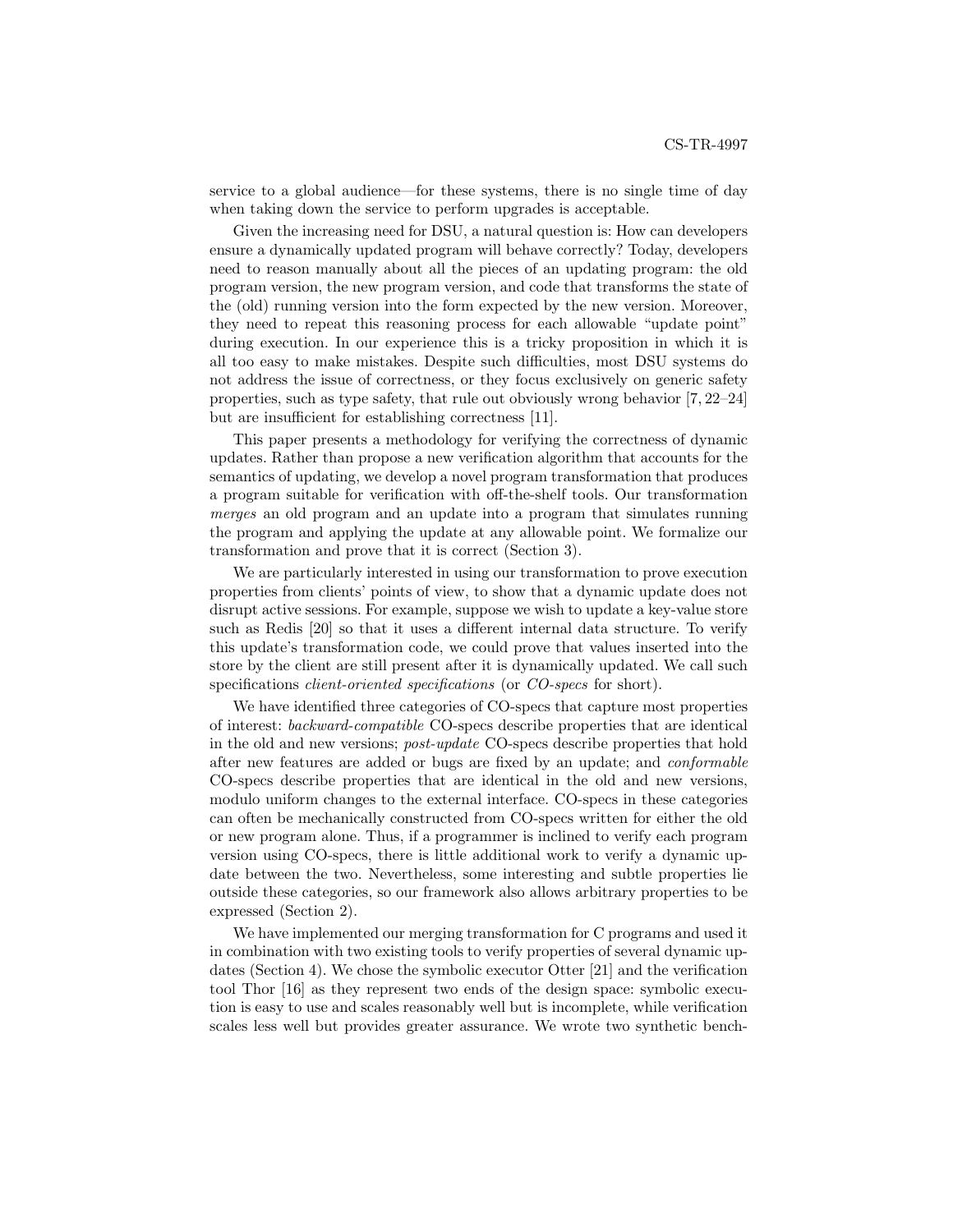service to a global audience—for these systems, there is no single time of day when taking down the service to perform upgrades is acceptable.

Given the increasing need for DSU, a natural question is: How can developers ensure a dynamically updated program will behave correctly? Today, developers need to reason manually about all the pieces of an updating program: the old program version, the new program version, and code that transforms the state of the (old) running version into the form expected by the new version. Moreover, they need to repeat this reasoning process for each allowable "update point" during execution. In our experience this is a tricky proposition in which it is all too easy to make mistakes. Despite such difficulties, most DSU systems do not address the issue of correctness, or they focus exclusively on generic safety properties, such as type safety, that rule out obviously wrong behavior [7, 22–24] but are insufficient for establishing correctness [11].

This paper presents a methodology for verifying the correctness of dynamic updates. Rather than propose a new verification algorithm that accounts for the semantics of updating, we develop a novel program transformation that produces a program suitable for verification with off-the-shelf tools. Our transformation *merges* an old program and an update into a program that simulates running the program and applying the update at any allowable point. We formalize our transformation and prove that it is correct (Section 3).

We are particularly interested in using our transformation to prove execution properties from clients' points of view, to show that a dynamic update does not disrupt active sessions. For example, suppose we wish to update a key-value store such as Redis [20] so that it uses a different internal data structure. To verify this update's transformation code, we could prove that values inserted into the store by the client are still present after it is dynamically updated. We call such specifications *client-oriented specifications* (or *CO-specs* for short).

We have identified three categories of CO-specs that capture most properties of interest: *backward-compatible* CO-specs describe properties that are identical in the old and new versions; *post-update* CO-specs describe properties that hold after new features are added or bugs are fixed by an update; and *conformable* CO-specs describe properties that are identical in the old and new versions, modulo uniform changes to the external interface. CO-specs in these categories can often be mechanically constructed from CO-specs written for either the old or new program alone. Thus, if a programmer is inclined to verify each program version using CO-specs, there is little additional work to verify a dynamic update between the two. Nevertheless, some interesting and subtle properties lie outside these categories, so our framework also allows arbitrary properties to be expressed (Section 2).

We have implemented our merging transformation for C programs and used it in combination with two existing tools to verify properties of several dynamic updates (Section 4). We chose the symbolic executor Otter [21] and the verification tool Thor [16] as they represent two ends of the design space: symbolic execution is easy to use and scales reasonably well but is incomplete, while verification scales less well but provides greater assurance. We wrote two synthetic bench-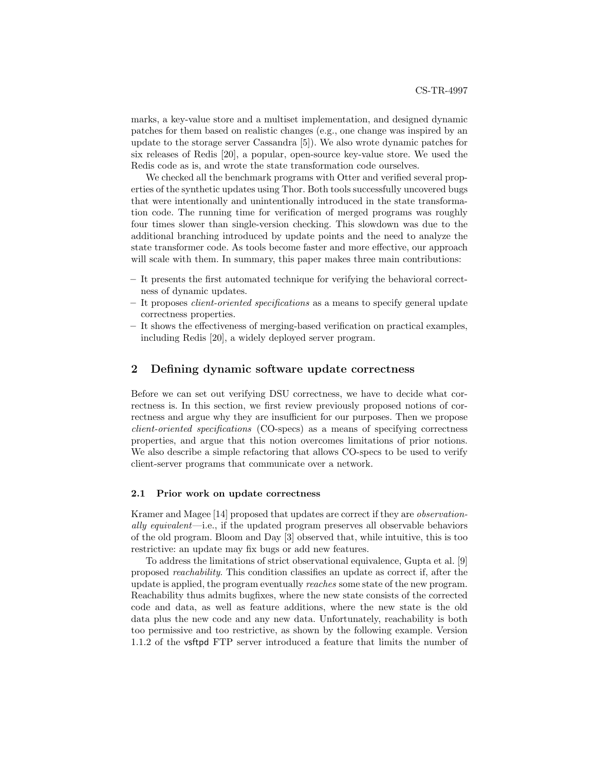marks, a key-value store and a multiset implementation, and designed dynamic patches for them based on realistic changes (e.g., one change was inspired by an update to the storage server Cassandra [5]). We also wrote dynamic patches for six releases of Redis [20], a popular, open-source key-value store. We used the Redis code as is, and wrote the state transformation code ourselves.

We checked all the benchmark programs with Otter and verified several properties of the synthetic updates using Thor. Both tools successfully uncovered bugs that were intentionally and unintentionally introduced in the state transformation code. The running time for verification of merged programs was roughly four times slower than single-version checking. This slowdown was due to the additional branching introduced by update points and the need to analyze the state transformer code. As tools become faster and more effective, our approach will scale with them. In summary, this paper makes three main contributions:

- It presents the first automated technique for verifying the behavioral correctness of dynamic updates.
- It proposes *client-oriented specifications* as a means to specify general update correctness properties.
- It shows the effectiveness of merging-based verification on practical examples, including Redis [20], a widely deployed server program.

## 2 Defining dynamic software update correctness

Before we can set out verifying DSU correctness, we have to decide what correctness is. In this section, we first review previously proposed notions of correctness and argue why they are insufficient for our purposes. Then we propose *client-oriented specifications* (CO-specs) as a means of specifying correctness properties, and argue that this notion overcomes limitations of prior notions. We also describe a simple refactoring that allows CO-specs to be used to verify client-server programs that communicate over a network.

### 2.1 Prior work on update correctness

Kramer and Magee [14] proposed that updates are correct if they are *observationally equivalent*—i.e., if the updated program preserves all observable behaviors of the old program. Bloom and Day [3] observed that, while intuitive, this is too restrictive: an update may fix bugs or add new features.

To address the limitations of strict observational equivalence, Gupta et al. [9] proposed *reachability*. This condition classifies an update as correct if, after the update is applied, the program eventually *reaches* some state of the new program. Reachability thus admits bugfixes, where the new state consists of the corrected code and data, as well as feature additions, where the new state is the old data plus the new code and any new data. Unfortunately, reachability is both too permissive and too restrictive, as shown by the following example. Version 1.1.2 of the vsftpd FTP server introduced a feature that limits the number of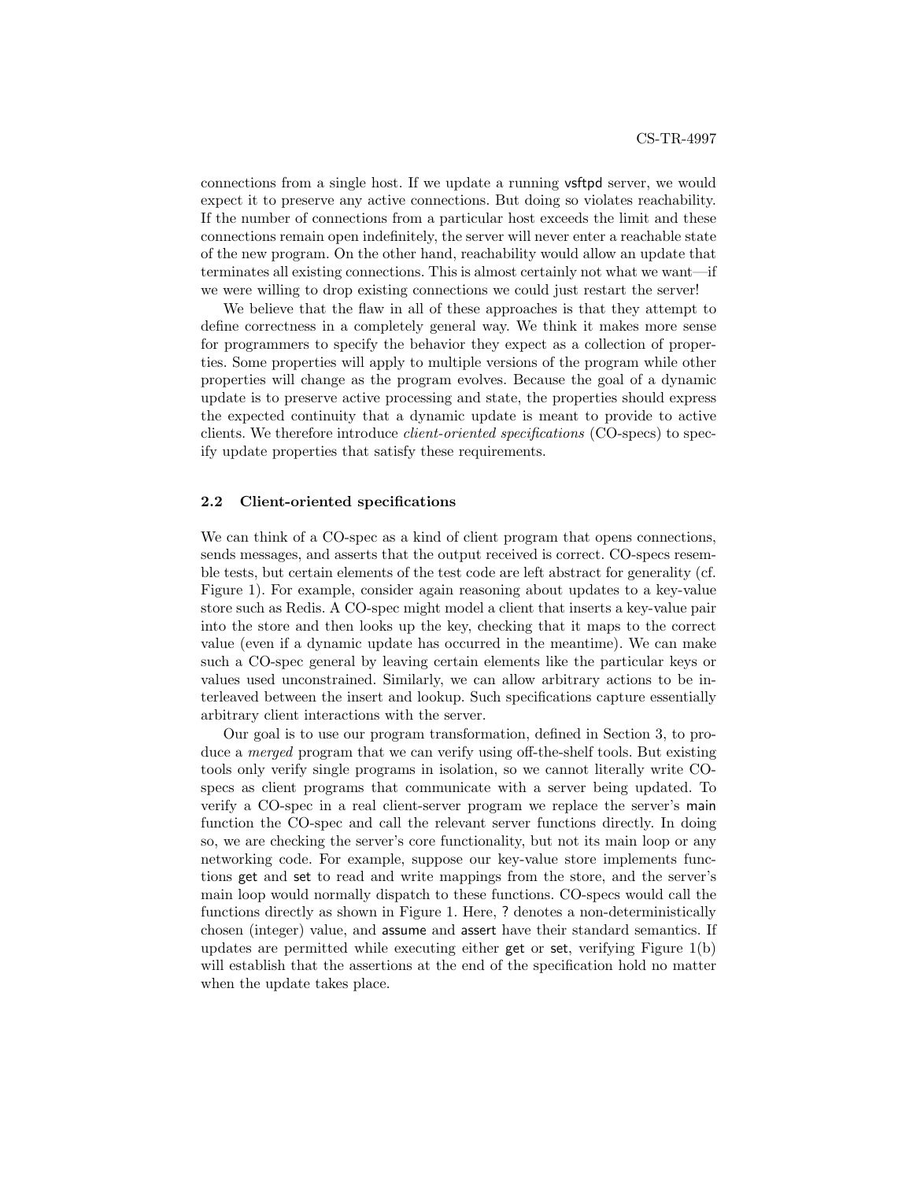connections from a single host. If we update a running vsftpd server, we would expect it to preserve any active connections. But doing so violates reachability. If the number of connections from a particular host exceeds the limit and these connections remain open indefinitely, the server will never enter a reachable state of the new program. On the other hand, reachability would allow an update that terminates all existing connections. This is almost certainly not what we want—if we were willing to drop existing connections we could just restart the server!

We believe that the flaw in all of these approaches is that they attempt to define correctness in a completely general way. We think it makes more sense for programmers to specify the behavior they expect as a collection of properties. Some properties will apply to multiple versions of the program while other properties will change as the program evolves. Because the goal of a dynamic update is to preserve active processing and state, the properties should express the expected continuity that a dynamic update is meant to provide to active clients. We therefore introduce *client-oriented specifications* (CO-specs) to specify update properties that satisfy these requirements.

### 2.2 Client-oriented specifications

We can think of a CO-spec as a kind of client program that opens connections, sends messages, and asserts that the output received is correct. CO-specs resemble tests, but certain elements of the test code are left abstract for generality (cf. Figure 1). For example, consider again reasoning about updates to a key-value store such as Redis. A CO-spec might model a client that inserts a key-value pair into the store and then looks up the key, checking that it maps to the correct value (even if a dynamic update has occurred in the meantime). We can make such a CO-spec general by leaving certain elements like the particular keys or values used unconstrained. Similarly, we can allow arbitrary actions to be interleaved between the insert and lookup. Such specifications capture essentially arbitrary client interactions with the server.

Our goal is to use our program transformation, defined in Section 3, to produce a *merged* program that we can verify using off-the-shelf tools. But existing tools only verify single programs in isolation, so we cannot literally write CO-specs as client programs that communicate with a server being updated. To verify a CO-spec in a real client-server program we replace the server's main function the CO-spec and call the relevant server functions directly. In doing so, we are checking the server's core functionality, but not its main loop or any networking code. For example, suppose our key-value store implements functions get and set to read and write mappings from the store, and the server's main loop would normally dispatch to these functions. CO-specs would call the functions directly as shown in Figure 1. Here, ? denotes a non-deterministically chosen (integer) value, and assume and assert have their standard semantics. If updates are permitted while executing either get or set, verifying Figure 1(b) will establish that the assertions at the end of the specification hold no matter when the update takes place.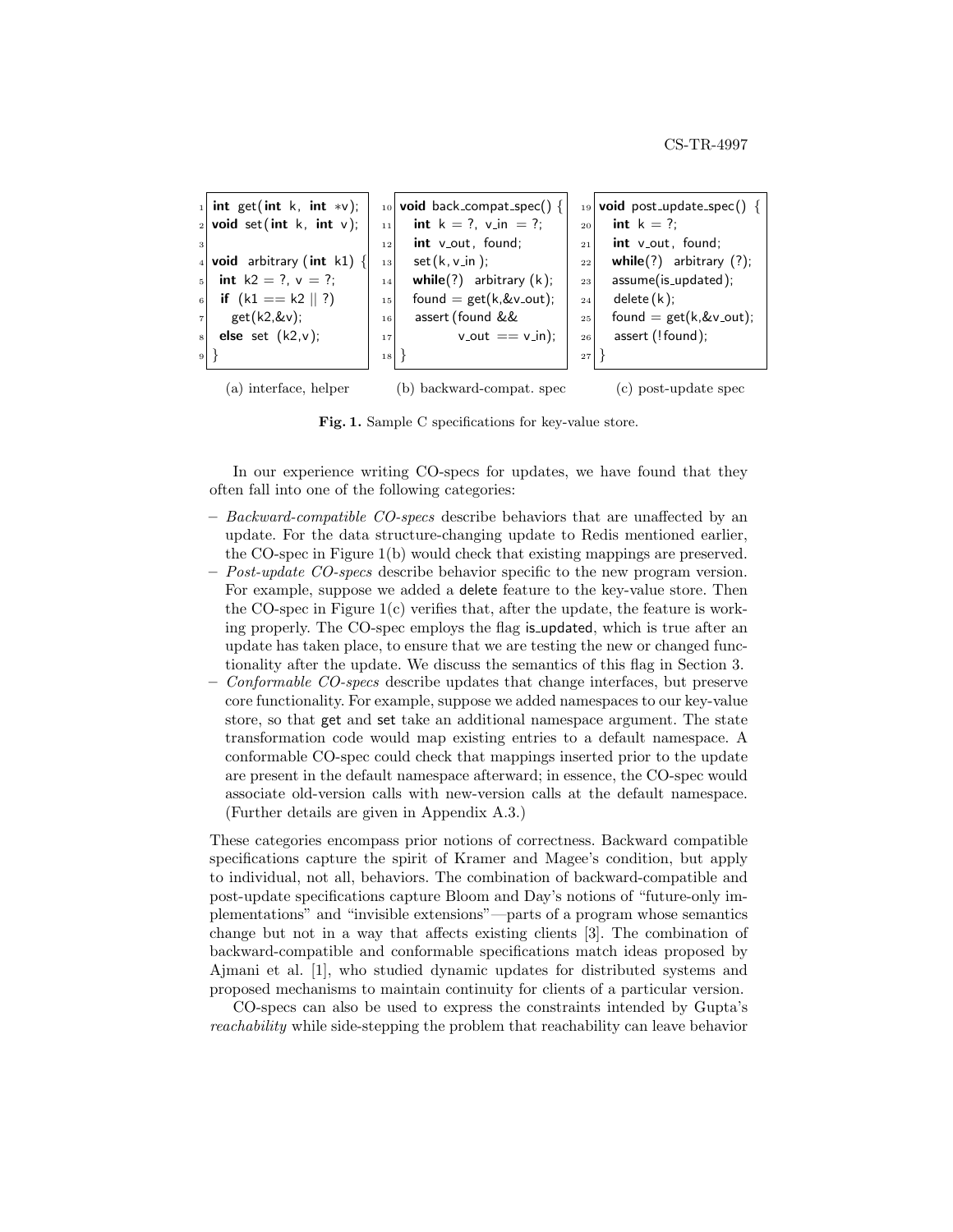```c
int get(int k, int *v);
void set(int k, int v);

void arbitrary (int k1) {
  int k2 = ?, v = ?;
  if (k1 == k2 || ?)
    get(k2,&v);
  else set (k2,v);
}
```

(a) interface, helper

```c
void back_compat_spec() {
   int k = ?, v_in = ?;
   int v_out, found;
   set(k, v_in );
   while(?) arbitrary (k);
   found = get(k,&v_out);
   assert (found &&
           v_out == v_in);
}
```

(b) backward-compat. spec

```c
void post_update_spec() {
   int k = ?;
   int v_out, found;
   while(?) arbitrary (?);
   assume(is_updated);
   delete (k);
   found = get(k,&v_out);
   assert (!found);
}
```

(c) post-update spec

**Fig. 1.** Sample C specifications for key-value store.

In our experience writing CO-specs for updates, we have found that they often fall into one of the following categories:

- *Backward-compatible CO-specs* describe behaviors that are unaffected by an update. For the data structure-changing update to Redis mentioned earlier, the CO-spec in Figure 1(b) would check that existing mappings are preserved.
- *Post-update CO-specs* describe behavior specific to the new program version. For example, suppose we added a delete feature to the key-value store. Then the CO-spec in Figure 1(c) verifies that, after the update, the feature is working properly. The CO-spec employs the flag is_updated, which is true after an update has taken place, to ensure that we are testing the new or changed functionality after the update. We discuss the semantics of this flag in Section 3.
- *Conformable CO-specs* describe updates that change interfaces, but preserve core functionality. For example, suppose we added namespaces to our key-value store, so that get and set take an additional namespace argument. The state transformation code would map existing entries to a default namespace. A conformable CO-spec could check that mappings inserted prior to the update are present in the default namespace afterward; in essence, the CO-spec would associate old-version calls with new-version calls at the default namespace. (Further details are given in Appendix A.3.)

These categories encompass prior notions of correctness. Backward compatible specifications capture the spirit of Kramer and Magee's condition, but apply to individual, not all, behaviors. The combination of backward-compatible and post-update specifications capture Bloom and Day's notions of "future-only implementations" and "invisible extensions"—parts of a program whose semantics change but not in a way that affects existing clients [3]. The combination of backward-compatible and conformable specifications match ideas proposed by Ajmani et al. [1], who studied dynamic updates for distributed systems and proposed mechanisms to maintain continuity for clients of a particular version.

CO-specs can also be used to express the constraints intended by Gupta's *reachability* while side-stepping the problem that reachability can leave behavior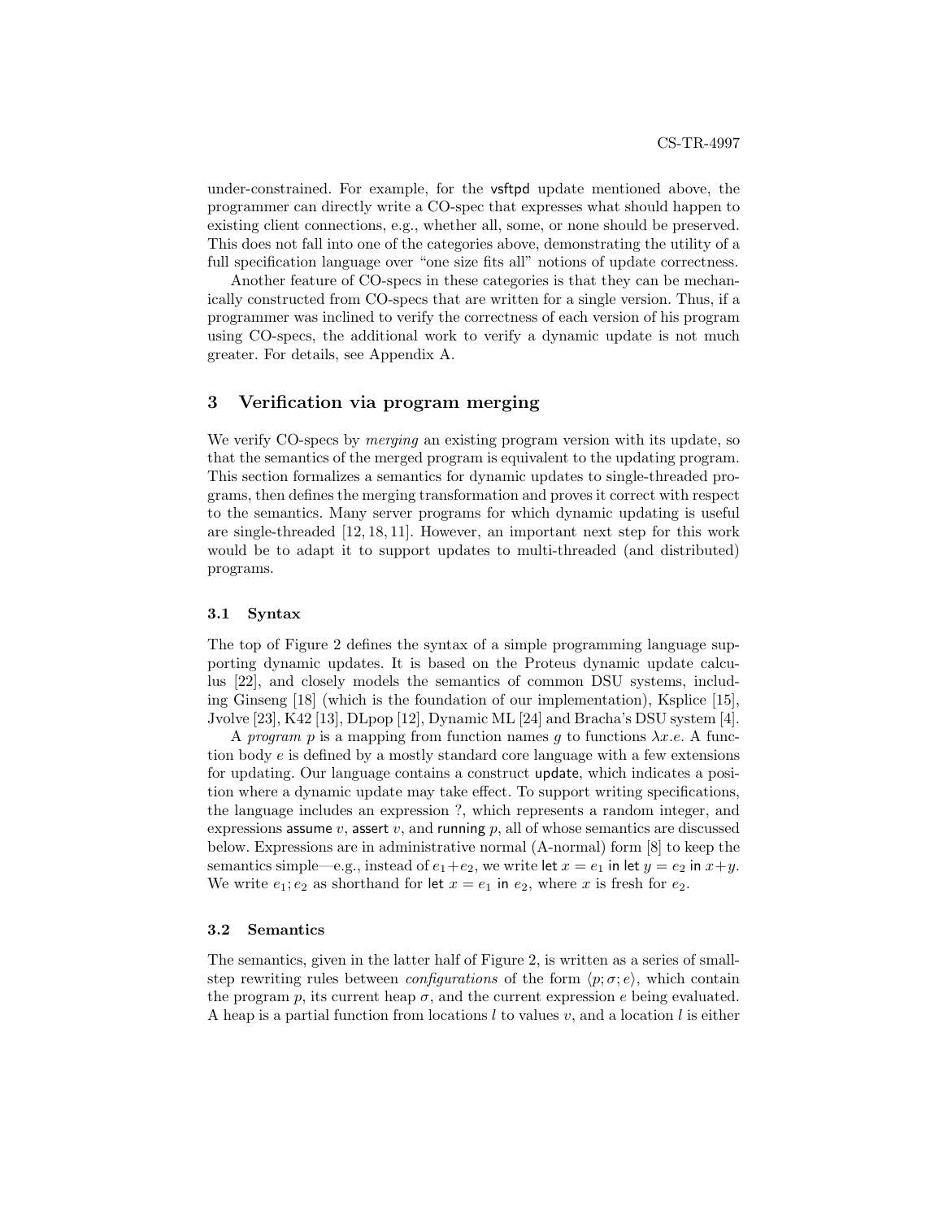under-constrained. For example, for the vsftpd update mentioned above, the programmer can directly write a CO-spec that expresses what should happen to existing client connections, e.g., whether all, some, or none should be preserved. This does not fall into one of the categories above, demonstrating the utility of a full specification language over "one size fits all" notions of update correctness.

Another feature of CO-specs in these categories is that they can be mechanically constructed from CO-specs that are written for a single version. Thus, if a programmer was inclined to verify the correctness of each version of his program using CO-specs, the additional work to verify a dynamic update is not much greater. For details, see Appendix A.

## 3 Verification via program merging

We verify CO-specs by *merging* an existing program version with its update, so that the semantics of the merged program is equivalent to the updating program. This section formalizes a semantics for dynamic updates to single-threaded programs, then defines the merging transformation and proves it correct with respect to the semantics. Many server programs for which dynamic updating is useful are single-threaded [12, 18, 11]. However, an important next step for this work would be to adapt it to support updates to multi-threaded (and distributed) programs.

### 3.1 Syntax

The top of Figure 2 defines the syntax of a simple programming language supporting dynamic updates. It is based on the Proteus dynamic update calculus [22], and closely models the semantics of common DSU systems, including Ginseng [18] (which is the foundation of our implementation), Ksplice [15], Jvolve [23], K42 [13], DLpop [12], Dynamic ML [24] and Bracha's DSU system [4].

A *program* $p$ is a mapping from function names $g$ to functions $\lambda x.e$. A function body $e$ is defined by a mostly standard core language with a few extensions for updating. Our language contains a construct update, which indicates a position where a dynamic update may take effect. To support writing specifications, the language includes an expression ?, which represents a random integer, and expressions assume $v$, assert $v$, and running $p$, all of whose semantics are discussed below. Expressions are in administrative normal (A-normal) form [8] to keep the semantics simple—e.g., instead of $e_1+e_2$, we write let $x = e_1$ in let $y = e_2$ in $x+y$. We write $e_1; e_2$ as shorthand for let $x = e_1$ in $e_2$, where $x$ is fresh for $e_2$.

### 3.2 Semantics

The semantics, given in the latter half of Figure 2, is written as a series of small-step rewriting rules between *configurations* of the form $\langle p; \sigma; e\rangle$, which contain the program $p$, its current heap $\sigma$, and the current expression $e$ being evaluated. A heap is a partial function from locations $l$ to values $v$, and a location $l$ is either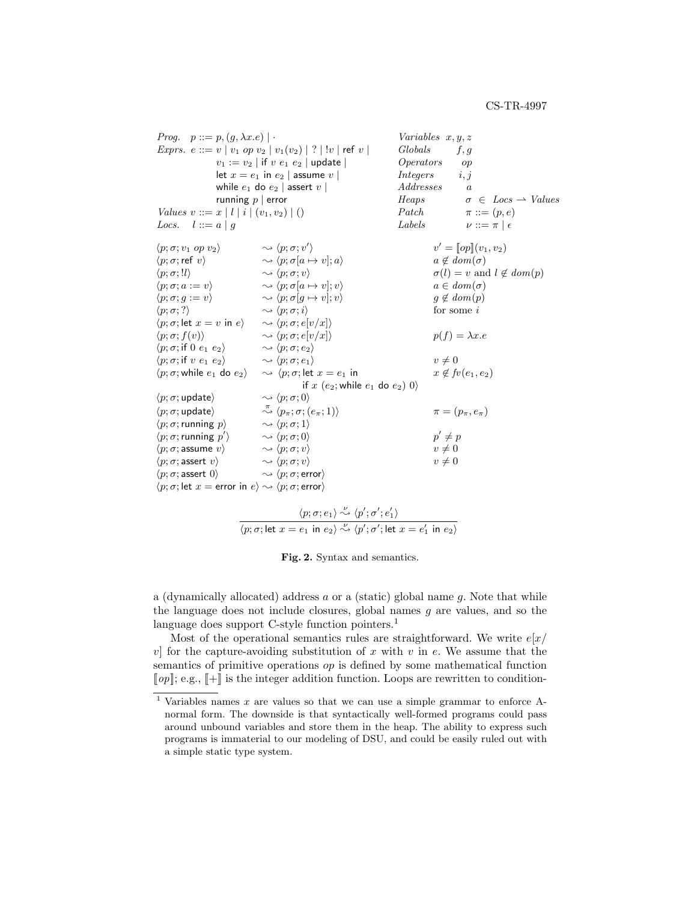| | | | |
|---|---|---|---|
| *Prog.* | $p ::= p, (g, \lambda x.e) \mid \cdot$ | *Variables* | $x, y, z$ |
| *Exprs.* | $e ::= v \mid v_1\ op\ v_2 \mid v_1(v_2) \mid ? \mid !v \mid \mathsf{ref}\ v \mid$ | *Globals* | $f, g$ |
| | $v_1 := v_2 \mid \mathsf{if}\ v\ e_1\ e_2 \mid \mathsf{update} \mid$ | *Operators* | $op$ |
| | $\mathsf{let}\ x = e_1\ \mathsf{in}\ e_2 \mid \mathsf{assume}\ v \mid$ | *Integers* | $i, j$ |
| | $\mathsf{while}\ e_1\ \mathsf{do}\ e_2 \mid \mathsf{assert}\ v \mid$ | *Addresses* | $a$ |
| | $\mathsf{running}\ p \mid \mathsf{error}$ | *Heaps* | $\sigma \in Locs \rightharpoonup Values$ |
| *Values* | $v ::= x \mid l \mid i \mid (v_1, v_2) \mid ()$ | *Patch* | $\pi ::= (p, e)$ |
| *Locs.* | $l ::= a \mid g$ | *Labels* | $\nu ::= \pi \mid \epsilon$ |

| | | | |
|---|---|---|---|
| $\langle p; \sigma; v_1\ op\ v_2 \rangle$ | $\rightsquigarrow$ | $\langle p; \sigma; v' \rangle$ | $v' = [\![op]\!](v_1, v_2)$ |
| $\langle p; \sigma; \mathsf{ref}\ v \rangle$ | $\rightsquigarrow$ | $\langle p; \sigma[a \mapsto v]; a \rangle$ | $a \notin dom(\sigma)$ |
| $\langle p; \sigma; !l \rangle$ | $\rightsquigarrow$ | $\langle p; \sigma; v \rangle$ | $\sigma(l) = v$ and $l \notin dom(p)$ |
| $\langle p; \sigma; a := v \rangle$ | $\rightsquigarrow$ | $\langle p; \sigma[a \mapsto v]; v \rangle$ | $a \in dom(\sigma)$ |
| $\langle p; \sigma; g := v \rangle$ | $\rightsquigarrow$ | $\langle p; \sigma[g \mapsto v]; v \rangle$ | $g \notin dom(p)$ |
| $\langle p; \sigma; ? \rangle$ | $\rightsquigarrow$ | $\langle p; \sigma; i \rangle$ | for some $i$ |
| $\langle p; \sigma; \mathsf{let}\ x = v\ \mathsf{in}\ e \rangle$ | $\rightsquigarrow$ | $\langle p; \sigma; e[v/x] \rangle$ | |
| $\langle p; \sigma; f(v) \rangle$ | $\rightsquigarrow$ | $\langle p; \sigma; e[v/x] \rangle$ | $p(f) = \lambda x.e$ |
| $\langle p; \sigma; \mathsf{if}\ 0\ e_1\ e_2 \rangle$ | $\rightsquigarrow$ | $\langle p; \sigma; e_2 \rangle$ | |
| $\langle p; \sigma; \mathsf{if}\ v\ e_1\ e_2 \rangle$ | $\rightsquigarrow$ | $\langle p; \sigma; e_1 \rangle$ | $v \neq 0$ |
| $\langle p; \sigma; \mathsf{while}\ e_1\ \mathsf{do}\ e_2 \rangle$ | $\rightsquigarrow$ | $\langle p; \sigma; \mathsf{let}\ x = e_1\ \mathsf{in}\ \mathsf{if}\ x\ (e_2; \mathsf{while}\ e_1\ \mathsf{do}\ e_2)\ 0 \rangle$ | $x \notin fv(e_1, e_2)$ |
| $\langle p; \sigma; \mathsf{update} \rangle$ | $\rightsquigarrow$ | $\langle p; \sigma; 0 \rangle$ | |
| $\langle p; \sigma; \mathsf{update} \rangle$ | $\overset{\pi}{\rightsquigarrow}$ | $\langle p_\pi; \sigma; (e_\pi; 1) \rangle$ | $\pi = (p_\pi, e_\pi)$ |
| $\langle p; \sigma; \mathsf{running}\ p \rangle$ | $\rightsquigarrow$ | $\langle p; \sigma; 1 \rangle$ | |
| $\langle p; \sigma; \mathsf{running}\ p' \rangle$ | $\rightsquigarrow$ | $\langle p; \sigma; 0 \rangle$ | $p' \neq p$ |
| $\langle p; \sigma; \mathsf{assume}\ v \rangle$ | $\rightsquigarrow$ | $\langle p; \sigma; v \rangle$ | $v \neq 0$ |
| $\langle p; \sigma; \mathsf{assert}\ v \rangle$ | $\rightsquigarrow$ | $\langle p; \sigma; v \rangle$ | $v \neq 0$ |
| $\langle p; \sigma; \mathsf{assert}\ 0 \rangle$ | $\rightsquigarrow$ | $\langle p; \sigma; \mathsf{error} \rangle$ | |
| $\langle p; \sigma; \mathsf{let}\ x = \mathsf{error}\ \mathsf{in}\ e \rangle$ | $\rightsquigarrow$ | $\langle p; \sigma; \mathsf{error} \rangle$ | |

$$\frac{\langle p; \sigma; e_1 \rangle \overset{\nu}{\rightsquigarrow} \langle p'; \sigma'; e_1' \rangle}{\langle p; \sigma; \mathsf{let}\ x = e_1\ \mathsf{in}\ e_2 \rangle \overset{\nu}{\rightsquigarrow} \langle p'; \sigma'; \mathsf{let}\ x = e_1'\ \mathsf{in}\ e_2 \rangle}$$

**Fig. 2.** Syntax and semantics.

a (dynamically allocated) address $a$ or a (static) global name $g$. Note that while the language does not include closures, global names $g$ are values, and so the language does support C-style function pointers.[1]

Most of the operational semantics rules are straightforward. We write $e[x/v]$ for the capture-avoiding substitution of $x$ with $v$ in $e$. We assume that the semantics of primitive operations $op$ is defined by some mathematical function $[\![op]\!]$; e.g., $[\![+]\!]$ is the integer addition function. Loops are rewritten to condition-

[1] Variables names $x$ are values so that we can use a simple grammar to enforce A-normal form. The downside is that syntactically well-formed programs could pass around unbound variables and store them in the heap. The ability to express such programs is immaterial to our modeling of DSU, and could be easily ruled out with a simple static type system.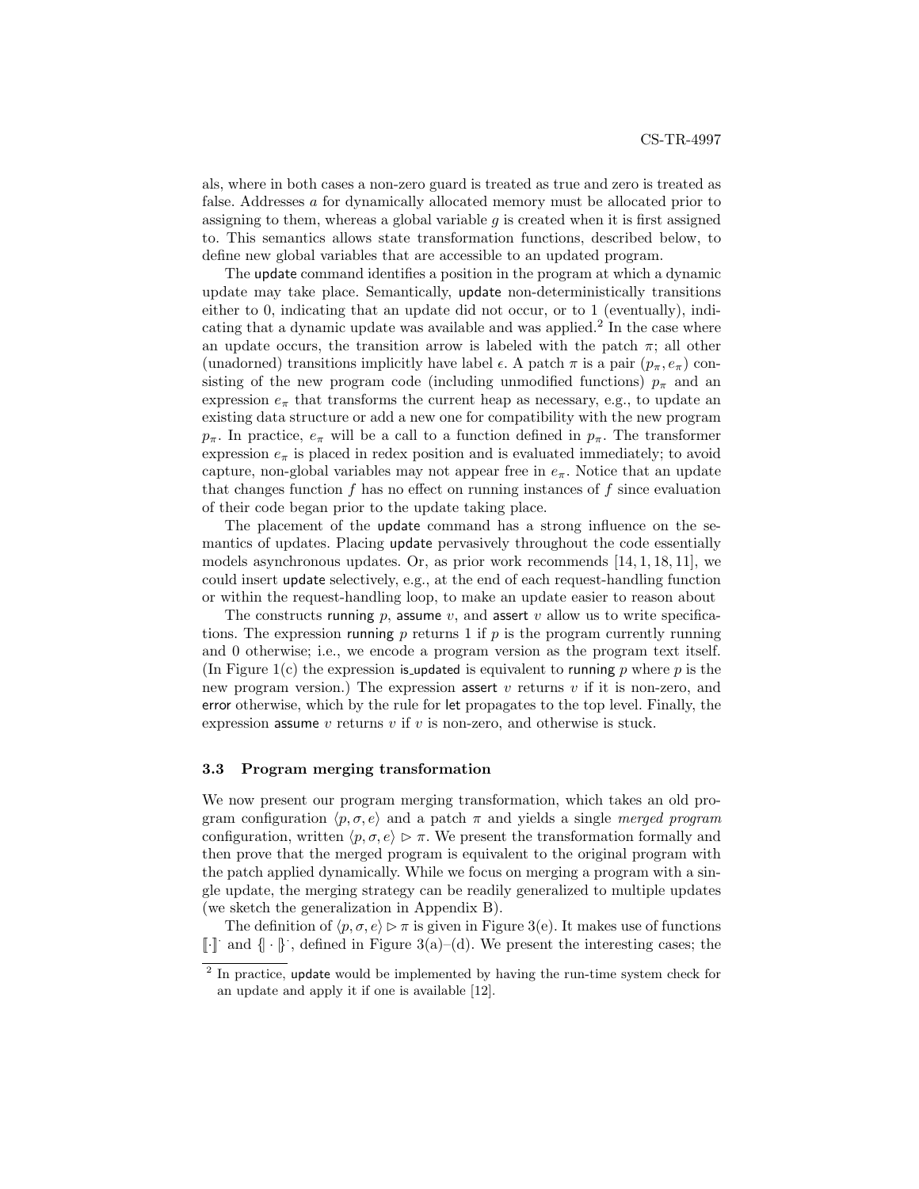als, where in both cases a non-zero guard is treated as true and zero is treated as false. Addresses $a$ for dynamically allocated memory must be allocated prior to assigning to them, whereas a global variable $g$ is created when it is first assigned to. This semantics allows state transformation functions, described below, to define new global variables that are accessible to an updated program.

The update command identifies a position in the program at which a dynamic update may take place. Semantically, update non-deterministically transitions either to 0, indicating that an update did not occur, or to 1 (eventually), indicating that a dynamic update was available and was applied.[2] In the case where an update occurs, the transition arrow is labeled with the patch $\pi$; all other (unadorned) transitions implicitly have label $\epsilon$. A patch $\pi$ is a pair $(p_\pi, e_\pi)$ consisting of the new program code (including unmodified functions) $p_\pi$ and an expression $e_\pi$ that transforms the current heap as necessary, e.g., to update an existing data structure or add a new one for compatibility with the new program $p_\pi$. In practice, $e_\pi$ will be a call to a function defined in $p_\pi$. The transformer expression $e_\pi$ is placed in redex position and is evaluated immediately; to avoid capture, non-global variables may not appear free in $e_\pi$. Notice that an update that changes function $f$ has no effect on running instances of $f$ since evaluation of their code began prior to the update taking place.

The placement of the update command has a strong influence on the semantics of updates. Placing update pervasively throughout the code essentially models asynchronous updates. Or, as prior work recommends [14, 1, 18, 11], we could insert update selectively, e.g., at the end of each request-handling function or within the request-handling loop, to make an update easier to reason about

The constructs running $p$, assume $v$, and assert $v$ allow us to write specifications. The expression running $p$ returns 1 if $p$ is the program currently running and 0 otherwise; i.e., we encode a program version as the program text itself. (In Figure 1(c) the expression is_updated is equivalent to running $p$ where $p$ is the new program version.) The expression assert $v$ returns $v$ if it is non-zero, and error otherwise, which by the rule for let propagates to the top level. Finally, the expression assume $v$ returns $v$ if $v$ is non-zero, and otherwise is stuck.

### 3.3 Program merging transformation

We now present our program merging transformation, which takes an old program configuration $\langle p, \sigma, e\rangle$ and a patch $\pi$ and yields a single *merged program* configuration, written $\langle p, \sigma, e\rangle \triangleright \pi$. We present the transformation formally and then prove that the merged program is equivalent to the original program with the patch applied dynamically. While we focus on merging a program with a single update, the merging strategy can be readily generalized to multiple updates (we sketch the generalization in Appendix B).

The definition of $\langle p, \sigma, e\rangle \triangleright \pi$ is given in Figure 3(e). It makes use of functions $[\![\cdot]\!]^{\cdot}$ and $\{\!|\cdot|\!\}^{\cdot}$, defined in Figure 3(a)–(d). We present the interesting cases; the

[2] In practice, update would be implemented by having the run-time system check for an update and apply it if one is available [12].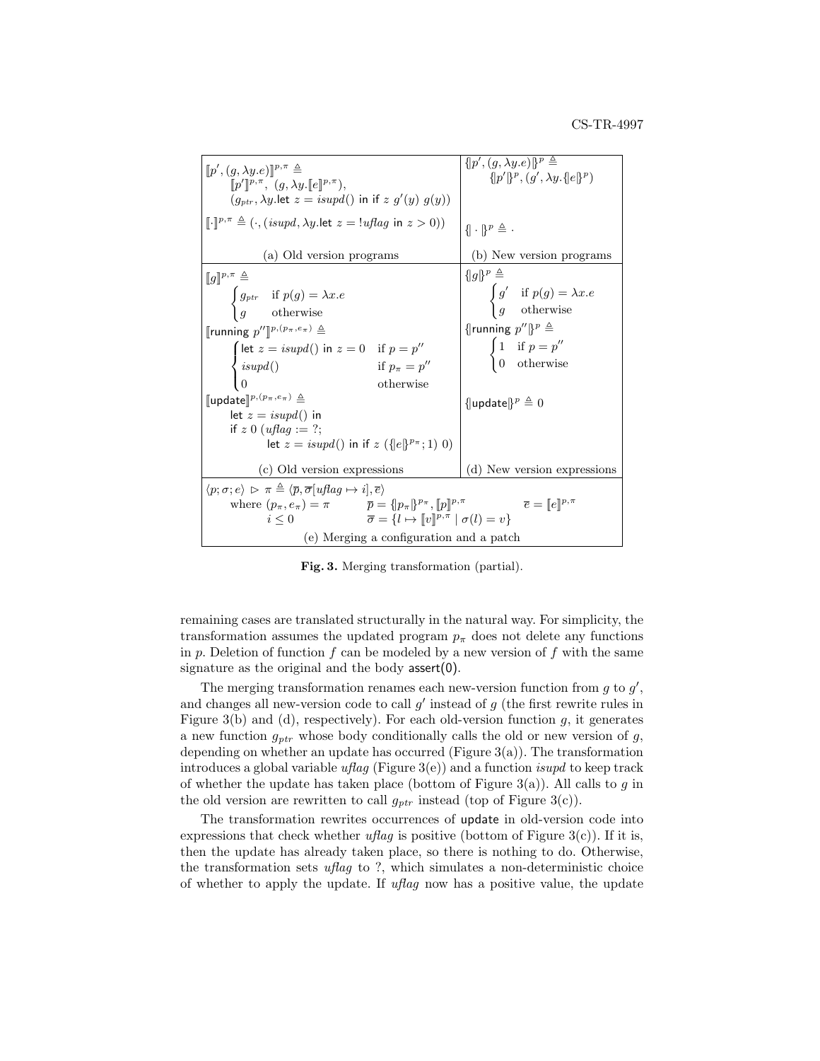| | |
|---|---|
| $[\![p', (g, \lambda y.e)]\!]^{p,\pi} \triangleq$ <br> $[\![p']\!]^{p,\pi},\ (g, \lambda y.[\![e]\!]^{p,\pi}),$ <br> $(g_{ptr}, \lambda y.\mathsf{let}\ z = isupd()\ \mathsf{in\ if}\ z\ g'(y)\ g(y))$ <br> $[\![\cdot]\!]^{p,\pi} \triangleq (\cdot, (isupd, \lambda y.\mathsf{let}\ z = !uflag\ \mathsf{in}\ z > 0))$ | $\{\!\|p', (g, \lambda y.e)\|\!\}^{p} \triangleq$ <br> $\{\!\|p'\|\!\}^{p}, (g', \lambda y.\{\!\|e\|\!\}^{p})$ <br> $\{\!\| \cdot \|\!\}^{p} \triangleq \cdot$ |
| (a) Old version programs | (b) New version programs |
| $[\![g]\!]^{p,\pi} \triangleq \begin{cases} g_{ptr} & \text{if } p(g) = \lambda x.e \\ g & \text{otherwise} \end{cases}$ <br> $[\![\mathsf{running}\ p'']\!]^{p,(p_\pi,e_\pi)} \triangleq \begin{cases} \mathsf{let}\ z = isupd()\ \mathsf{in}\ z = 0 & \text{if } p = p'' \\ isupd() & \text{if } p_\pi = p'' \\ 0 & \text{otherwise} \end{cases}$ <br> $[\![\mathsf{update}]\!]^{p,(p_\pi,e_\pi)} \triangleq$ <br> $\mathsf{let}\ z = isupd()\ \mathsf{in}$ <br> $\mathsf{if}\ z\ 0\ (uflag := ?;$ <br> $\mathsf{let}\ z = isupd()\ \mathsf{in\ if}\ z\ (\{\!\|e\|\!\}^{p_\pi}; 1)\ 0)$ | $\{\!\|g\|\!\}^{p} \triangleq \begin{cases} g' & \text{if } p(g) = \lambda x.e \\ g & \text{otherwise} \end{cases}$ <br> $\{\!\|\mathsf{running}\ p''\|\!\}^{p} \triangleq \begin{cases} 1 & \text{if } p = p'' \\ 0 & \text{otherwise} \end{cases}$ <br> $\{\!\|\mathsf{update}\|\!\}^{p} \triangleq 0$ |
| (c) Old version expressions | (d) New version expressions |

$$\langle p; \sigma; e\rangle \rhd \pi \triangleq \langle \overline{p}, \overline{\sigma}[uflag \mapsto i], \overline{e}\rangle$$
where $(p_\pi, e_\pi) = \pi$ $\quad \overline{p} = \{\!\|p_\pi\|\!\}^{p_\pi}, [\![p]\!]^{p,\pi}$ $\quad \overline{e} = [\![e]\!]^{p,\pi}$
$i \leq 0$ $\quad \overline{\sigma} = \{l \mapsto [\![v]\!]^{p,\pi} \mid \sigma(l) = v\}$

(e) Merging a configuration and a patch

**Fig. 3.** Merging transformation (partial).

remaining cases are translated structurally in the natural way. For simplicity, the transformation assumes the updated program $p_\pi$ does not delete any functions in $p$. Deletion of function $f$ can be modeled by a new version of $f$ with the same signature as the original and the body assert(0).

The merging transformation renames each new-version function from $g$ to $g'$, and changes all new-version code to call $g'$ instead of $g$ (the first rewrite rules in Figure 3(b) and (d), respectively). For each old-version function $g$, it generates a new function $g_{ptr}$ whose body conditionally calls the old or new version of $g$, depending on whether an update has occurred (Figure 3(a)). The transformation introduces a global variable *uflag* (Figure 3(e)) and a function *isupd* to keep track of whether the update has taken place (bottom of Figure 3(a)). All calls to $g$ in the old version are rewritten to call $g_{ptr}$ instead (top of Figure 3(c)).

The transformation rewrites occurrences of update in old-version code into expressions that check whether *uflag* is positive (bottom of Figure 3(c)). If it is, then the update has already taken place, so there is nothing to do. Otherwise, the transformation sets *uflag* to ?, which simulates a non-deterministic choice of whether to apply the update. If *uflag* now has a positive value, the update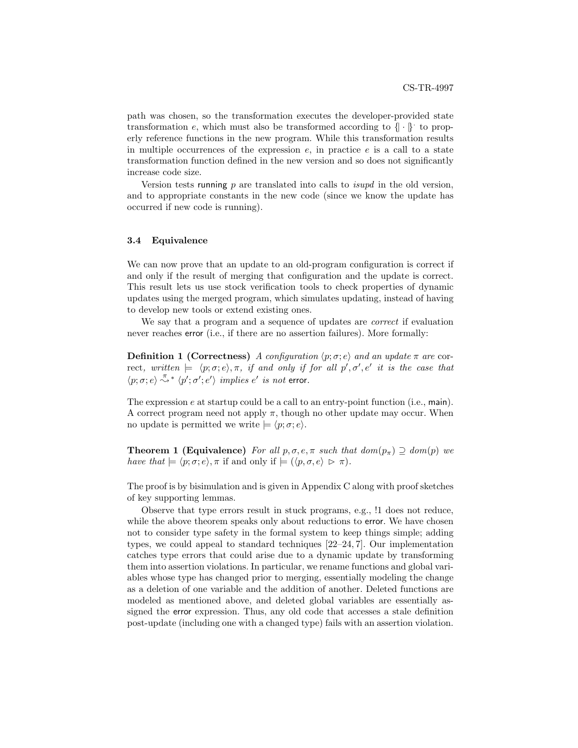path was chosen, so the transformation executes the developer-provided state transformation $e$, which must also be transformed according to $\{\!|\cdot|\!\}^{\cdot}$ to properly reference functions in the new program. While this transformation results in multiple occurrences of the expression $e$, in practice $e$ is a call to a state transformation function defined in the new version and so does not significantly increase code size.

Version tests running $p$ are translated into calls to *isupd* in the old version, and to appropriate constants in the new code (since we know the update has occurred if new code is running).

### 3.4 Equivalence

We can now prove that an update to an old-program configuration is correct if and only if the result of merging that configuration and the update is correct. This result lets us use stock verification tools to check properties of dynamic updates using the merged program, which simulates updating, instead of having to develop new tools or extend existing ones.

We say that a program and a sequence of updates are *correct* if evaluation never reaches error (i.e., if there are no assertion failures). More formally:

**Definition 1 (Correctness)** *A configuration $\langle p; \sigma; e\rangle$ and an update $\pi$ are* correct*, written $\models \langle p; \sigma; e\rangle, \pi$, if and only if for all $p', \sigma', e'$ it is the case that $\langle p; \sigma; e\rangle \overset{\pi}{\rightsquigarrow}{}^{*} \langle p'; \sigma'; e'\rangle$ implies $e'$ is not* error*.*

The expression $e$ at startup could be a call to an entry-point function (i.e., main). A correct program need not apply $\pi$, though no other update may occur. When no update is permitted we write $\models \langle p; \sigma; e\rangle$.

**Theorem 1 (Equivalence)** *For all $p, \sigma, e, \pi$ such that $dom(p_\pi) \supseteq dom(p)$ we have that $\models \langle p; \sigma; e\rangle, \pi$* if and only if $\models (\langle p, \sigma, e\rangle \,\triangleright\, \pi)$.

The proof is by bisimulation and is given in Appendix C along with proof sketches of key supporting lemmas.

Observe that type errors result in stuck programs, e.g., !1 does not reduce, while the above theorem speaks only about reductions to error. We have chosen not to consider type safety in the formal system to keep things simple; adding types, we could appeal to standard techniques [22–24, 7]. Our implementation catches type errors that could arise due to a dynamic update by transforming them into assertion violations. In particular, we rename functions and global variables whose type has changed prior to merging, essentially modeling the change as a deletion of one variable and the addition of another. Deleted functions are modeled as mentioned above, and deleted global variables are essentially assigned the error expression. Thus, any old code that accesses a stale definition post-update (including one with a changed type) fails with an assertion violation.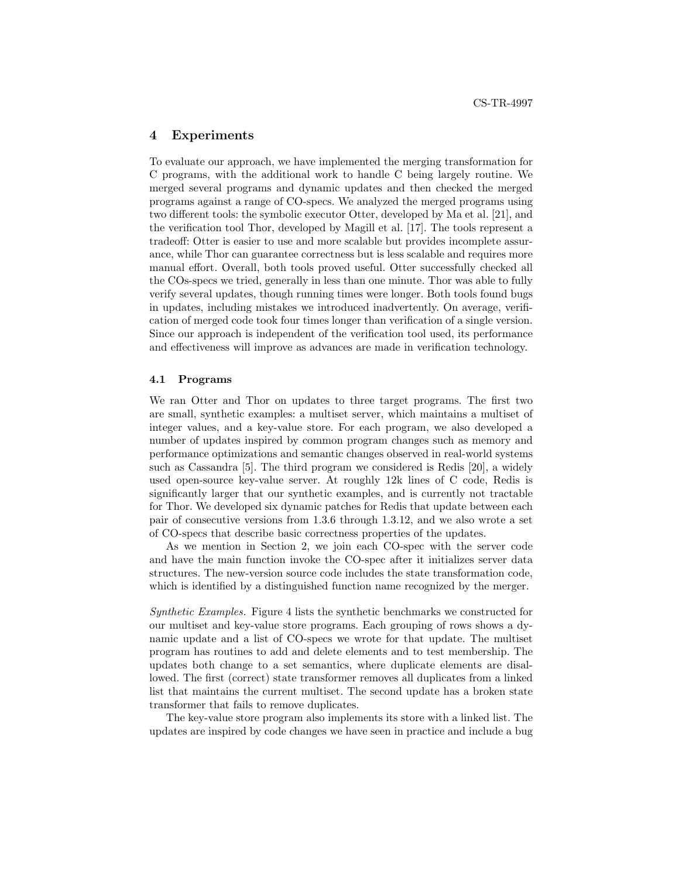## 4 Experiments

To evaluate our approach, we have implemented the merging transformation for C programs, with the additional work to handle C being largely routine. We merged several programs and dynamic updates and then checked the merged programs against a range of CO-specs. We analyzed the merged programs using two different tools: the symbolic executor Otter, developed by Ma et al. [21], and the verification tool Thor, developed by Magill et al. [17]. The tools represent a tradeoff: Otter is easier to use and more scalable but provides incomplete assurance, while Thor can guarantee correctness but is less scalable and requires more manual effort. Overall, both tools proved useful. Otter successfully checked all the COs-specs we tried, generally in less than one minute. Thor was able to fully verify several updates, though running times were longer. Both tools found bugs in updates, including mistakes we introduced inadvertently. On average, verification of merged code took four times longer than verification of a single version. Since our approach is independent of the verification tool used, its performance and effectiveness will improve as advances are made in verification technology.

### 4.1 Programs

We ran Otter and Thor on updates to three target programs. The first two are small, synthetic examples: a multiset server, which maintains a multiset of integer values, and a key-value store. For each program, we also developed a number of updates inspired by common program changes such as memory and performance optimizations and semantic changes observed in real-world systems such as Cassandra [5]. The third program we considered is Redis [20], a widely used open-source key-value server. At roughly 12k lines of C code, Redis is significantly larger that our synthetic examples, and is currently not tractable for Thor. We developed six dynamic patches for Redis that update between each pair of consecutive versions from 1.3.6 through 1.3.12, and we also wrote a set of CO-specs that describe basic correctness properties of the updates.

As we mention in Section 2, we join each CO-spec with the server code and have the main function invoke the CO-spec after it initializes server data structures. The new-version source code includes the state transformation code, which is identified by a distinguished function name recognized by the merger.

*Synthetic Examples.* Figure 4 lists the synthetic benchmarks we constructed for our multiset and key-value store programs. Each grouping of rows shows a dynamic update and a list of CO-specs we wrote for that update. The multiset program has routines to add and delete elements and to test membership. The updates both change to a set semantics, where duplicate elements are disallowed. The first (correct) state transformer removes all duplicates from a linked list that maintains the current multiset. The second update has a broken state transformer that fails to remove duplicates.

The key-value store program also implements its store with a linked list. The updates are inspired by code changes we have seen in practice and include a bug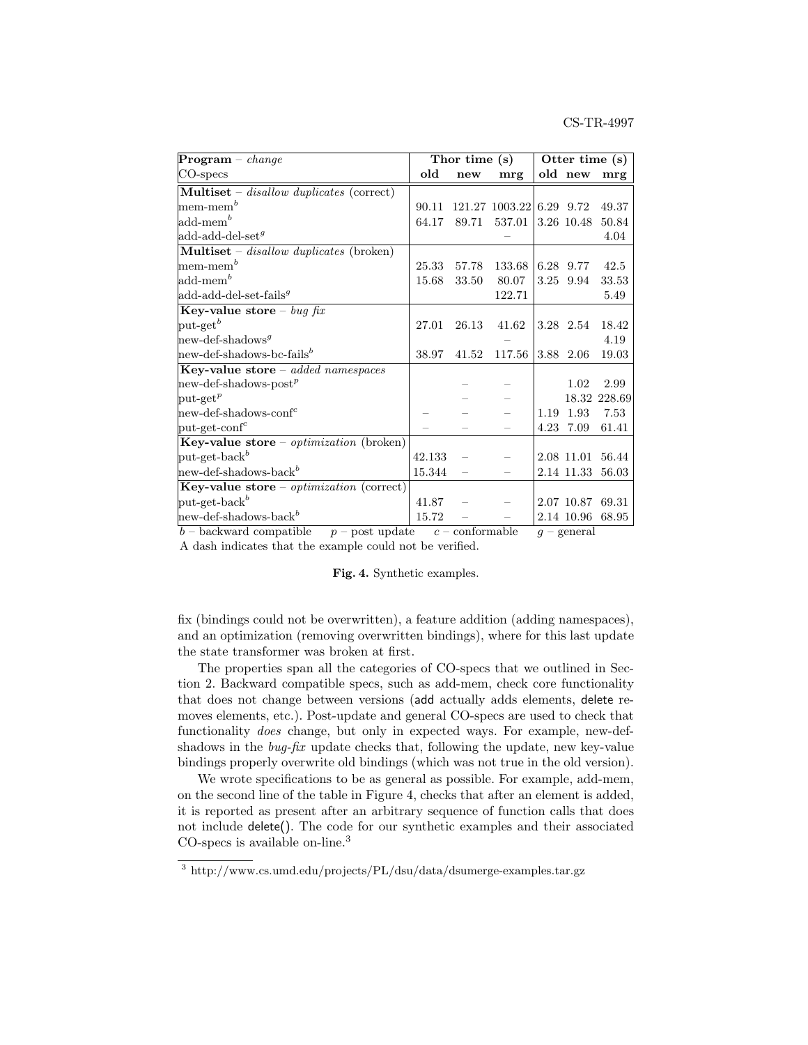| **Program** – *change* | **Thor time (s)** | | | **Otter time (s)** | | |
|---|---|---|---|---|---|---|
| CO-specs | **old** | **new** | **mrg** | **old** | **new** | **mrg** |
| **Multiset** – *disallow duplicates* (correct) | | | | | | |
| mem-mem$^b$ | 90.11 | 121.27 | 1003.22 | 6.29 | 9.72 | 49.37 |
| add-mem$^b$ | 64.17 | 89.71 | 537.01 | 3.26 | 10.48 | 50.84 |
| add-add-del-set$^g$ | | | – | | | 4.04 |
| **Multiset** – *disallow duplicates* (broken) | | | | | | |
| mem-mem$^b$ | 25.33 | 57.78 | 133.68 | 6.28 | 9.77 | 42.5 |
| add-mem$^b$ | 15.68 | 33.50 | 80.07 | 3.25 | 9.94 | 33.53 |
| add-add-del-set-fails$^g$ | | | 122.71 | | | 5.49 |
| **Key-value store** – *bug fix* | | | | | | |
| put-get$^b$ | 27.01 | 26.13 | 41.62 | 3.28 | 2.54 | 18.42 |
| new-def-shadows$^g$ | | | – | | | 4.19 |
| new-def-shadows-bc-fails$^b$ | 38.97 | 41.52 | 117.56 | 3.88 | 2.06 | 19.03 |
| **Key-value store** – *added namespaces* | | | | | | |
| new-def-shadows-post$^p$ | | – | – | | 1.02 | 2.99 |
| put-get$^p$ | | – | – | | 18.32 | 228.69 |
| new-def-shadows-conf$^c$ | – | – | – | 1.19 | 1.93 | 7.53 |
| put-get-conf$^c$ | – | – | – | 4.23 | 7.09 | 61.41 |
| **Key-value store** – *optimization* (broken) | | | | | | |
| put-get-back$^b$ | 42.133 | – | – | 2.08 | 11.01 | 56.44 |
| new-def-shadows-back$^b$ | 15.344 | – | – | 2.14 | 11.33 | 56.03 |
| **Key-value store** – *optimization* (correct) | | | | | | |
| put-get-back$^b$ | 41.87 | – | – | 2.07 | 10.87 | 69.31 |
| new-def-shadows-back$^b$ | 15.72 | – | – | 2.14 | 10.96 | 68.95 |

$b$ – backward compatible $p$ – post update $c$ – conformable $g$ – general

A dash indicates that the example could not be verified.

**Fig. 4.** Synthetic examples.

fix (bindings could not be overwritten), a feature addition (adding namespaces), and an optimization (removing overwritten bindings), where for this last update the state transformer was broken at first.

The properties span all the categories of CO-specs that we outlined in Section 2. Backward compatible specs, such as add-mem, check core functionality that does not change between versions (add actually adds elements, delete removes elements, etc.). Post-update and general CO-specs are used to check that functionality *does* change, but only in expected ways. For example, new-def-shadows in the *bug-fix* update checks that, following the update, new key-value bindings properly overwrite old bindings (which was not true in the old version).

We wrote specifications to be as general as possible. For example, add-mem, on the second line of the table in Figure 4, checks that after an element is added, it is reported as present after an arbitrary sequence of function calls that does not include delete(). The code for our synthetic examples and their associated CO-specs is available on-line.[3]

[3] http://www.cs.umd.edu/projects/PL/dsu/data/dsumerge-examples.tar.gz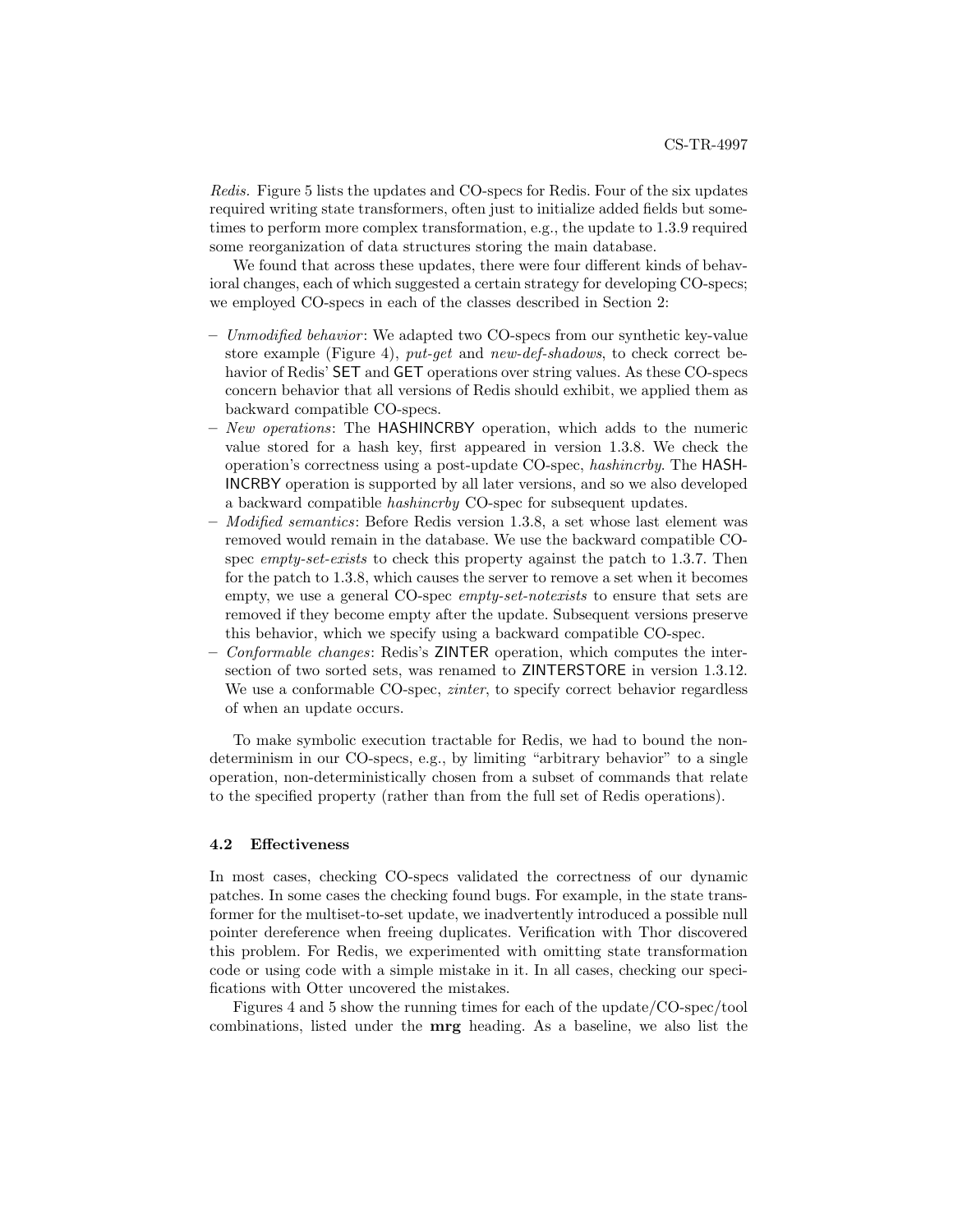*Redis.* Figure 5 lists the updates and CO-specs for Redis. Four of the six updates required writing state transformers, often just to initialize added fields but sometimes to perform more complex transformation, e.g., the update to 1.3.9 required some reorganization of data structures storing the main database.

We found that across these updates, there were four different kinds of behavioral changes, each of which suggested a certain strategy for developing CO-specs; we employed CO-specs in each of the classes described in Section 2:

- *Unmodified behavior*: We adapted two CO-specs from our synthetic key-value store example (Figure 4), *put-get* and *new-def-shadows*, to check correct behavior of Redis' SET and GET operations over string values. As these CO-specs concern behavior that all versions of Redis should exhibit, we applied them as backward compatible CO-specs.
- *New operations*: The HASHINCRBY operation, which adds to the numeric value stored for a hash key, first appeared in version 1.3.8. We check the operation's correctness using a post-update CO-spec, *hashincrby*. The HASHINCRBY operation is supported by all later versions, and so we also developed a backward compatible *hashincrby* CO-spec for subsequent updates.
- *Modified semantics*: Before Redis version 1.3.8, a set whose last element was removed would remain in the database. We use the backward compatible CO-spec *empty-set-exists* to check this property against the patch to 1.3.7. Then for the patch to 1.3.8, which causes the server to remove a set when it becomes empty, we use a general CO-spec *empty-set-notexists* to ensure that sets are removed if they become empty after the update. Subsequent versions preserve this behavior, which we specify using a backward compatible CO-spec.
- *Conformable changes*: Redis's ZINTER operation, which computes the intersection of two sorted sets, was renamed to ZINTERSTORE in version 1.3.12. We use a conformable CO-spec, *zinter*, to specify correct behavior regardless of when an update occurs.

To make symbolic execution tractable for Redis, we had to bound the nondeterminism in our CO-specs, e.g., by limiting "arbitrary behavior" to a single operation, non-deterministically chosen from a subset of commands that relate to the specified property (rather than from the full set of Redis operations).

### 4.2 Effectiveness

In most cases, checking CO-specs validated the correctness of our dynamic patches. In some cases the checking found bugs. For example, in the state transformer for the multiset-to-set update, we inadvertently introduced a possible null pointer dereference when freeing duplicates. Verification with Thor discovered this problem. For Redis, we experimented with omitting state transformation code or using code with a simple mistake in it. In all cases, checking our specifications with Otter uncovered the mistakes.

Figures 4 and 5 show the running times for each of the update/CO-spec/tool combinations, listed under the **mrg** heading. As a baseline, we also list the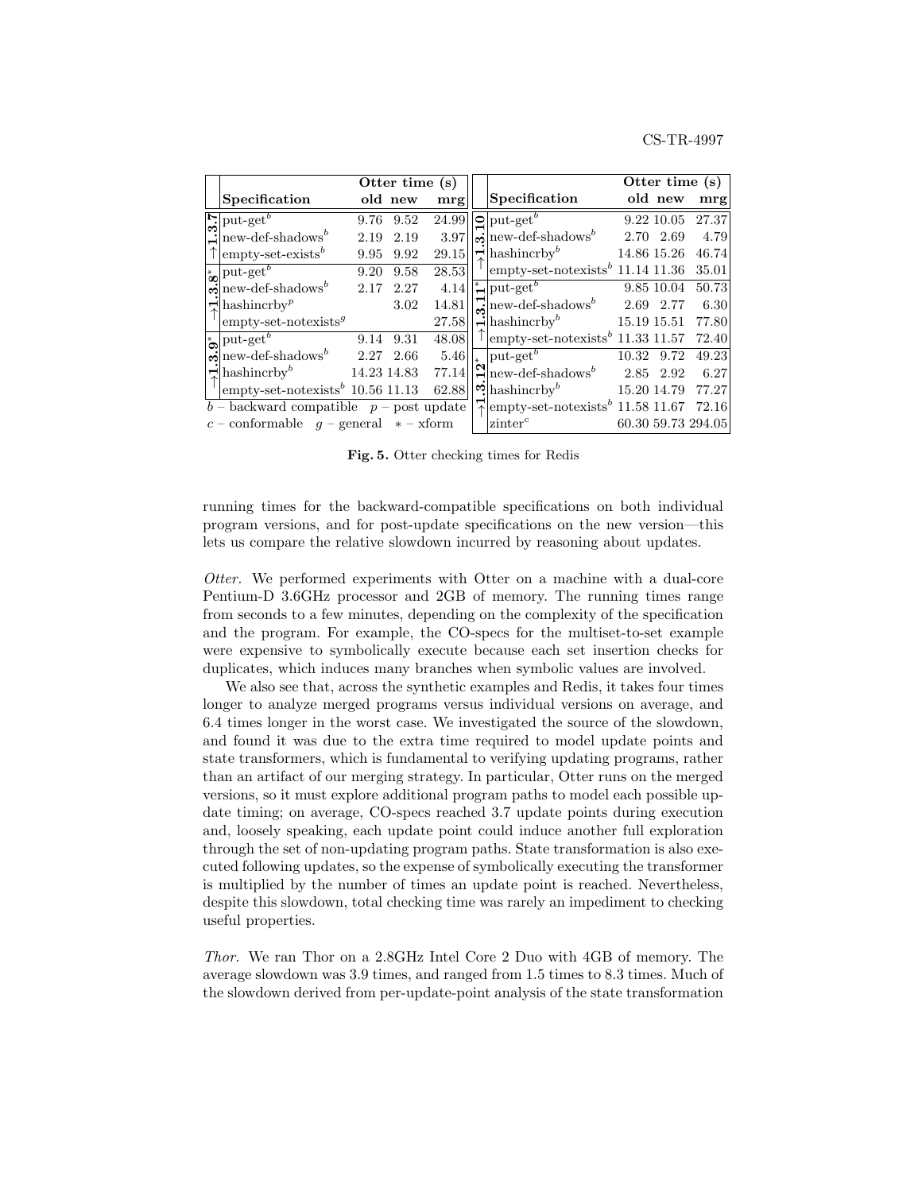| | Specification | Otter time (s) old | new | mrg |
|---|---|---|---|---|
| →1.3.7 | put-get$^b$ | 9.76 | 9.52 | 24.99 |
| | new-def-shadows$^b$ | 2.19 | 2.19 | 3.97 |
| | empty-set-exists$^b$ | 9.95 | 9.92 | 29.15 |
| →1.3.8* | put-get$^b$ | 9.20 | 9.58 | 28.53 |
| | new-def-shadows$^b$ | 2.17 | 2.27 | 4.14 |
| | hashincrby$^p$ | | 3.02 | 14.81 |
| | empty-set-notexists$^g$ | | | 27.58 |
| →1.3.9* | put-get$^b$ | 9.14 | 9.31 | 48.08 |
| | new-def-shadows$^b$ | 2.27 | 2.66 | 5.46 |
| | hashincrby$^b$ | 14.23 | 14.83 | 77.14 |
| | empty-set-notexists$^b$ | 10.56 | 11.13 | 62.88 |
| →1.3.10 | put-get$^b$ | 9.22 | 10.05 | 27.37 |
| | new-def-shadows$^b$ | 2.70 | 2.69 | 4.79 |
| | hashincrby$^b$ | 14.86 | 15.26 | 46.74 |
| | empty-set-notexists$^b$ | 11.14 | 11.36 | 35.01 |
| →1.3.11* | put-get$^b$ | 9.85 | 10.04 | 50.73 |
| | new-def-shadows$^b$ | 2.69 | 2.77 | 6.30 |
| | hashincrby$^b$ | 15.19 | 15.51 | 77.80 |
| | empty-set-notexists$^b$ | 11.33 | 11.57 | 72.40 |
| →1.3.12* | put-get$^b$ | 10.32 | 9.72 | 49.23 |
| | new-def-shadows$^b$ | 2.85 | 2.92 | 6.27 |
| | hashincrby$^b$ | 15.20 | 14.79 | 77.27 |
| | empty-set-notexists$^b$ | 11.58 | 11.67 | 72.16 |
| | zinter$^c$ | 60.30 | 59.73 | 294.05 |

$b$ – backward compatible  $p$ – post update
$c$ – conformable  $g$ – general  $*$ – xform

**Fig. 5.** Otter checking times for Redis

running times for the backward-compatible specifications on both individual program versions, and for post-update specifications on the new version—this lets us compare the relative slowdown incurred by reasoning about updates.

*Otter.* We performed experiments with Otter on a machine with a dual-core Pentium-D 3.6GHz processor and 2GB of memory. The running times range from seconds to a few minutes, depending on the complexity of the specification and the program. For example, the CO-specs for the multiset-to-set example were expensive to symbolically execute because each set insertion checks for duplicates, which induces many branches when symbolic values are involved.

We also see that, across the synthetic examples and Redis, it takes four times longer to analyze merged programs versus individual versions on average, and 6.4 times longer in the worst case. We investigated the source of the slowdown, and found it was due to the extra time required to model update points and state transformers, which is fundamental to verifying updating programs, rather than an artifact of our merging strategy. In particular, Otter runs on the merged versions, so it must explore additional program paths to model each possible update timing; on average, CO-specs reached 3.7 update points during execution and, loosely speaking, each update point could induce another full exploration through the set of non-updating program paths. State transformation is also executed following updates, so the expense of symbolically executing the transformer is multiplied by the number of times an update point is reached. Nevertheless, despite this slowdown, total checking time was rarely an impediment to checking useful properties.

*Thor.* We ran Thor on a 2.8GHz Intel Core 2 Duo with 4GB of memory. The average slowdown was 3.9 times, and ranged from 1.5 times to 8.3 times. Much of the slowdown derived from per-update-point analysis of the state transformation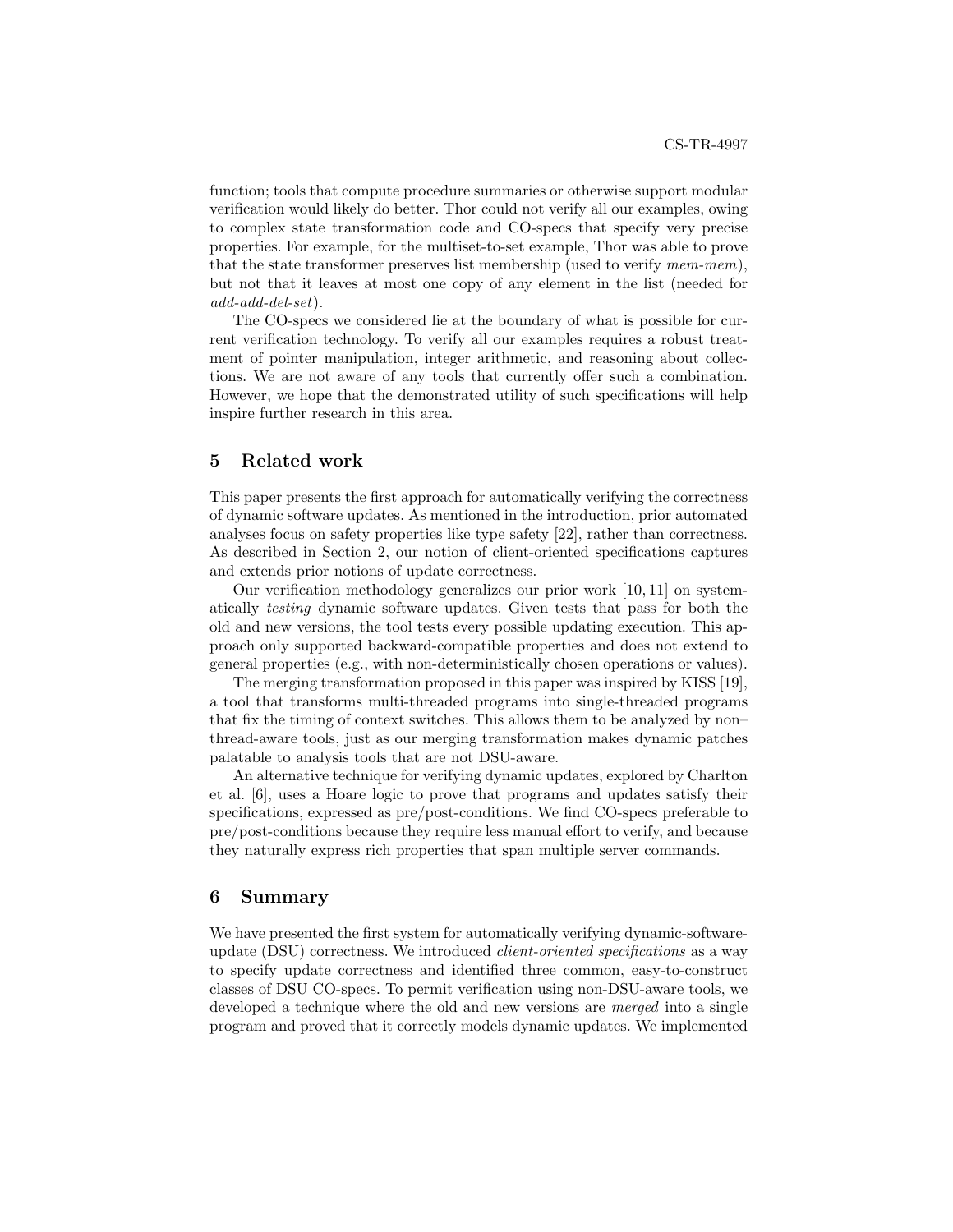function; tools that compute procedure summaries or otherwise support modular verification would likely do better. Thor could not verify all our examples, owing to complex state transformation code and CO-specs that specify very precise properties. For example, for the multiset-to-set example, Thor was able to prove that the state transformer preserves list membership (used to verify *mem-mem*), but not that it leaves at most one copy of any element in the list (needed for *add-add-del-set*).

The CO-specs we considered lie at the boundary of what is possible for current verification technology. To verify all our examples requires a robust treatment of pointer manipulation, integer arithmetic, and reasoning about collections. We are not aware of any tools that currently offer such a combination. However, we hope that the demonstrated utility of such specifications will help inspire further research in this area.

## 5 Related work

This paper presents the first approach for automatically verifying the correctness of dynamic software updates. As mentioned in the introduction, prior automated analyses focus on safety properties like type safety [22], rather than correctness. As described in Section 2, our notion of client-oriented specifications captures and extends prior notions of update correctness.

Our verification methodology generalizes our prior work [10, 11] on systematically *testing* dynamic software updates. Given tests that pass for both the old and new versions, the tool tests every possible updating execution. This approach only supported backward-compatible properties and does not extend to general properties (e.g., with non-deterministically chosen operations or values).

The merging transformation proposed in this paper was inspired by KISS [19], a tool that transforms multi-threaded programs into single-threaded programs that fix the timing of context switches. This allows them to be analyzed by non–thread-aware tools, just as our merging transformation makes dynamic patches palatable to analysis tools that are not DSU-aware.

An alternative technique for verifying dynamic updates, explored by Charlton et al. [6], uses a Hoare logic to prove that programs and updates satisfy their specifications, expressed as pre/post-conditions. We find CO-specs preferable to pre/post-conditions because they require less manual effort to verify, and because they naturally express rich properties that span multiple server commands.

## 6 Summary

We have presented the first system for automatically verifying dynamic-software-update (DSU) correctness. We introduced *client-oriented specifications* as a way to specify update correctness and identified three common, easy-to-construct classes of DSU CO-specs. To permit verification using non-DSU-aware tools, we developed a technique where the old and new versions are *merged* into a single program and proved that it correctly models dynamic updates. We implemented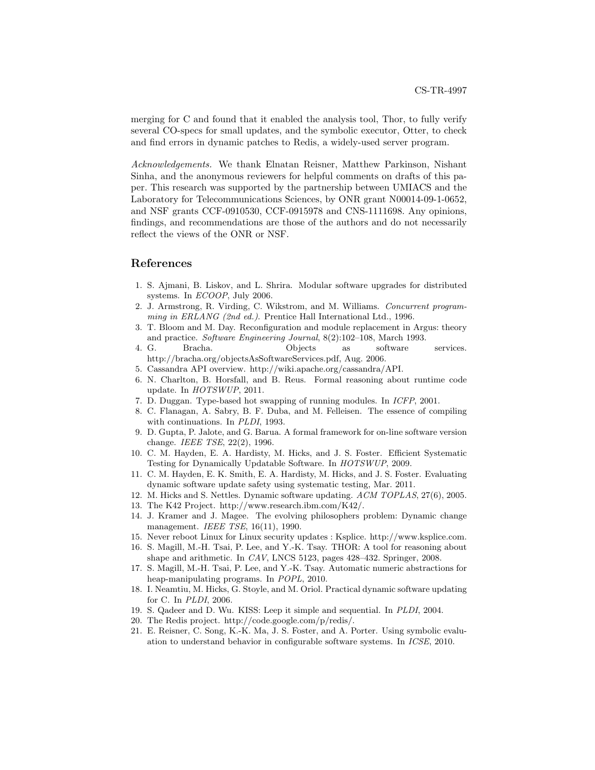merging for C and found that it enabled the analysis tool, Thor, to fully verify several CO-specs for small updates, and the symbolic executor, Otter, to check and find errors in dynamic patches to Redis, a widely-used server program.

*Acknowledgements.* We thank Elnatan Reisner, Matthew Parkinson, Nishant Sinha, and the anonymous reviewers for helpful comments on drafts of this paper. This research was supported by the partnership between UMIACS and the Laboratory for Telecommunications Sciences, by ONR grant N00014-09-1-0652, and NSF grants CCF-0910530, CCF-0915978 and CNS-1111698. Any opinions, findings, and recommendations are those of the authors and do not necessarily reflect the views of the ONR or NSF.

## References

1. S. Ajmani, B. Liskov, and L. Shrira. Modular software upgrades for distributed systems. In *ECOOP*, July 2006.
2. J. Armstrong, R. Virding, C. Wikstrom, and M. Williams. *Concurrent programming in ERLANG (2nd ed.)*. Prentice Hall International Ltd., 1996.
3. T. Bloom and M. Day. Reconfiguration and module replacement in Argus: theory and practice. *Software Engineering Journal*, 8(2):102–108, March 1993.
4. G. Bracha. Objects as software services. http://bracha.org/objectsAsSoftwareServices.pdf, Aug. 2006.
5. Cassandra API overview. http://wiki.apache.org/cassandra/API.
6. N. Charlton, B. Horsfall, and B. Reus. Formal reasoning about runtime code update. In *HOTSWUP*, 2011.
7. D. Duggan. Type-based hot swapping of running modules. In *ICFP*, 2001.
8. C. Flanagan, A. Sabry, B. F. Duba, and M. Felleisen. The essence of compiling with continuations. In *PLDI*, 1993.
9. D. Gupta, P. Jalote, and G. Barua. A formal framework for on-line software version change. *IEEE TSE*, 22(2), 1996.
10. C. M. Hayden, E. A. Hardisty, M. Hicks, and J. S. Foster. Efficient Systematic Testing for Dynamically Updatable Software. In *HOTSWUP*, 2009.
11. C. M. Hayden, E. K. Smith, E. A. Hardisty, M. Hicks, and J. S. Foster. Evaluating dynamic software update safety using systematic testing, Mar. 2011.
12. M. Hicks and S. Nettles. Dynamic software updating. *ACM TOPLAS*, 27(6), 2005.
13. The K42 Project. http://www.research.ibm.com/K42/.
14. J. Kramer and J. Magee. The evolving philosophers problem: Dynamic change management. *IEEE TSE*, 16(11), 1990.
15. Never reboot Linux for Linux security updates : Ksplice. http://www.ksplice.com.
16. S. Magill, M.-H. Tsai, P. Lee, and Y.-K. Tsay. THOR: A tool for reasoning about shape and arithmetic. In *CAV*, LNCS 5123, pages 428–432. Springer, 2008.
17. S. Magill, M.-H. Tsai, P. Lee, and Y.-K. Tsay. Automatic numeric abstractions for heap-manipulating programs. In *POPL*, 2010.
18. I. Neamtiu, M. Hicks, G. Stoyle, and M. Oriol. Practical dynamic software updating for C. In *PLDI*, 2006.
19. S. Qadeer and D. Wu. KISS: Leep it simple and sequential. In *PLDI*, 2004.
20. The Redis project. http://code.google.com/p/redis/.
21. E. Reisner, C. Song, K.-K. Ma, J. S. Foster, and A. Porter. Using symbolic evaluation to understand behavior in configurable software systems. In *ICSE*, 2010.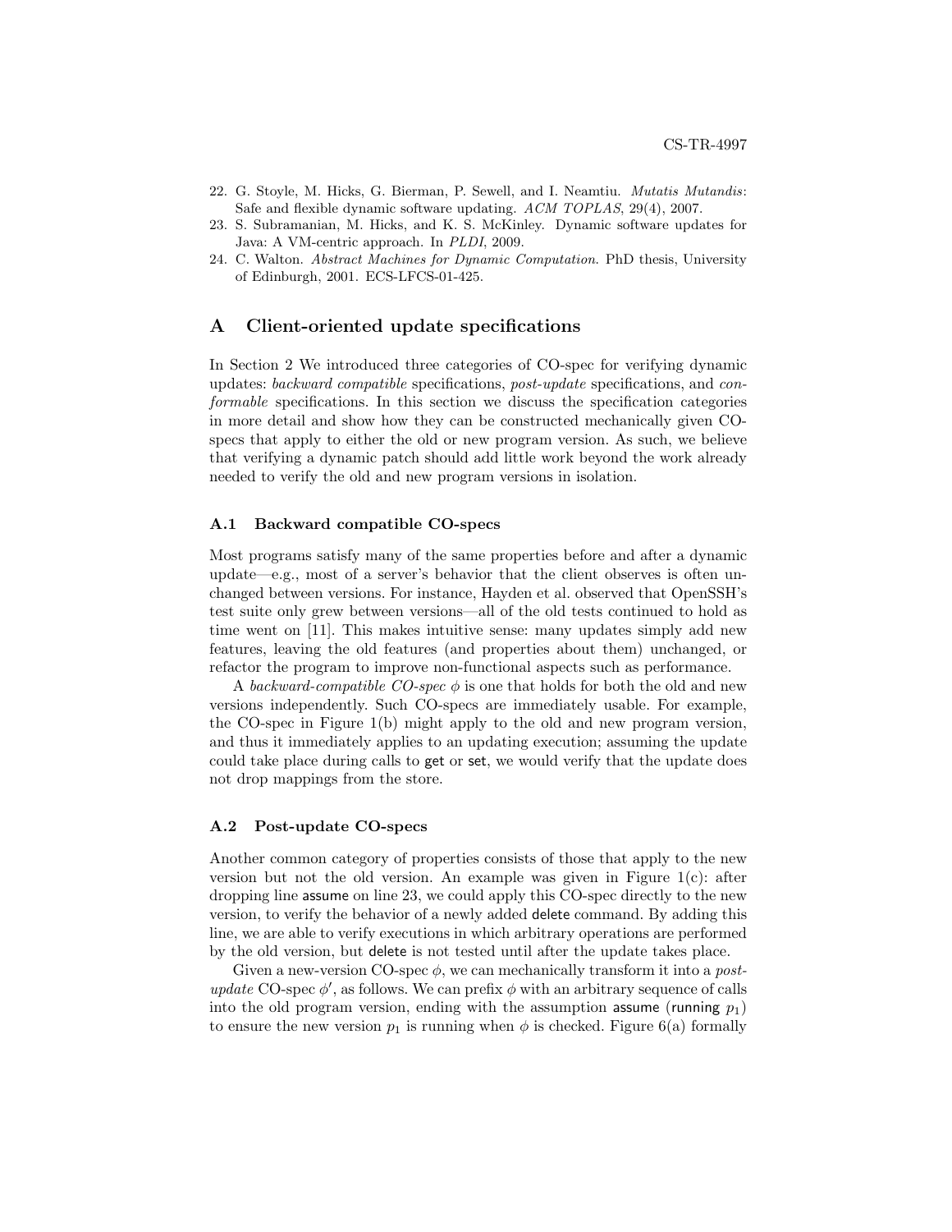22. G. Stoyle, M. Hicks, G. Bierman, P. Sewell, and I. Neamtiu. *Mutatis Mutandis*: Safe and flexible dynamic software updating. *ACM TOPLAS*, 29(4), 2007.
23. S. Subramanian, M. Hicks, and K. S. McKinley. Dynamic software updates for Java: A VM-centric approach. In *PLDI*, 2009.
24. C. Walton. *Abstract Machines for Dynamic Computation*. PhD thesis, University of Edinburgh, 2001. ECS-LFCS-01-425.

# A Client-oriented update specifications

In Section 2 We introduced three categories of CO-spec for verifying dynamic updates: *backward compatible* specifications, *post-update* specifications, and *conformable* specifications. In this section we discuss the specification categories in more detail and show how they can be constructed mechanically given CO-specs that apply to either the old or new program version. As such, we believe that verifying a dynamic patch should add little work beyond the work already needed to verify the old and new program versions in isolation.

## A.1 Backward compatible CO-specs

Most programs satisfy many of the same properties before and after a dynamic update—e.g., most of a server's behavior that the client observes is often unchanged between versions. For instance, Hayden et al. observed that OpenSSH's test suite only grew between versions—all of the old tests continued to hold as time went on [11]. This makes intuitive sense: many updates simply add new features, leaving the old features (and properties about them) unchanged, or refactor the program to improve non-functional aspects such as performance.

A *backward-compatible CO-spec* $\phi$ is one that holds for both the old and new versions independently. Such CO-specs are immediately usable. For example, the CO-spec in Figure 1(b) might apply to the old and new program version, and thus it immediately applies to an updating execution; assuming the update could take place during calls to get or set, we would verify that the update does not drop mappings from the store.

## A.2 Post-update CO-specs

Another common category of properties consists of those that apply to the new version but not the old version. An example was given in Figure 1(c): after dropping line assume on line 23, we could apply this CO-spec directly to the new version, to verify the behavior of a newly added delete command. By adding this line, we are able to verify executions in which arbitrary operations are performed by the old version, but delete is not tested until after the update takes place.

Given a new-version CO-spec $\phi$, we can mechanically transform it into a *post-update* CO-spec $\phi'$, as follows. We can prefix $\phi$ with an arbitrary sequence of calls into the old program version, ending with the assumption assume (running $p_1$) to ensure the new version $p_1$ is running when $\phi$ is checked. Figure 6(a) formally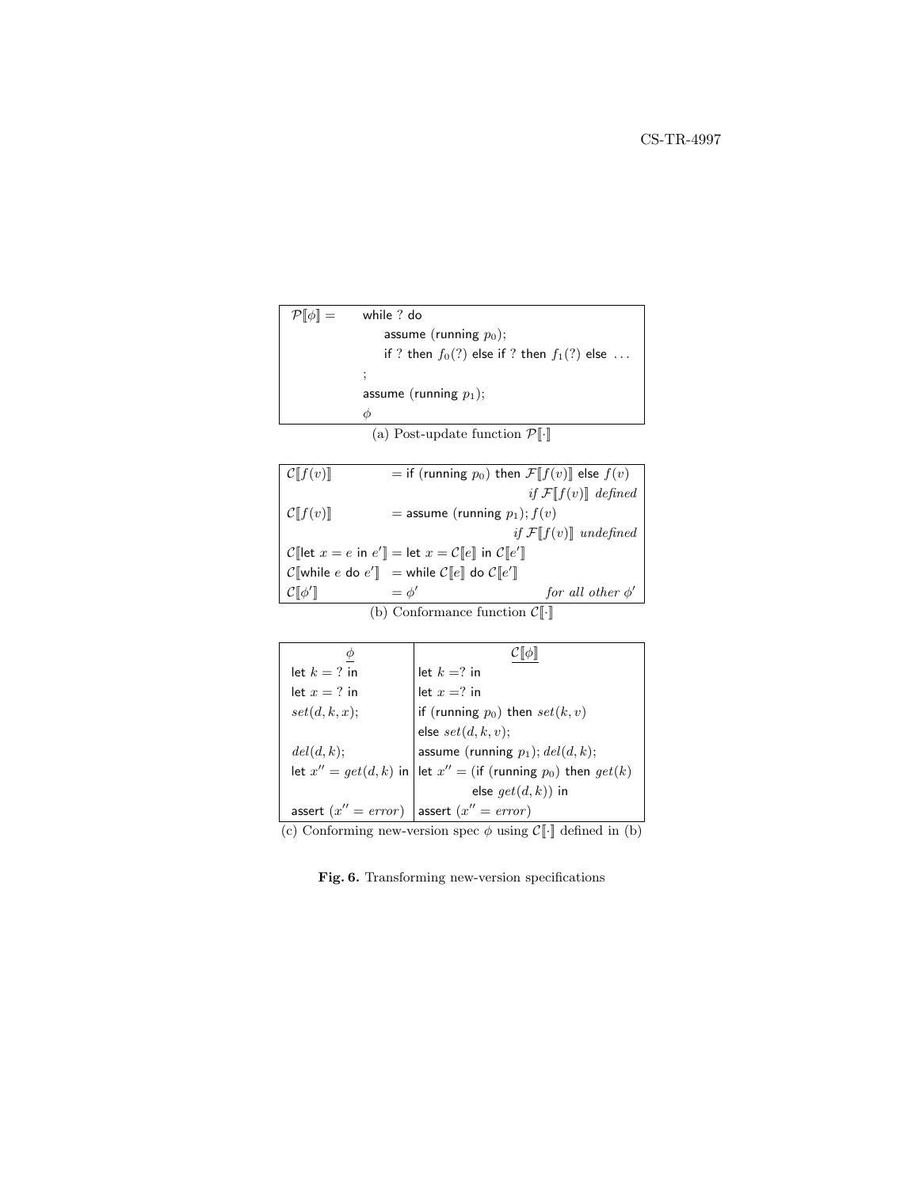$\mathcal{P}[\![\phi]\!] =$

```
while ? do
    assume (running p0);
    if ? then f0(?) else if ? then f1(?) else ...
;
assume (running p1);
φ
```

(a) Post-update function $\mathcal{P}[\![\cdot]\!]$

| | | |
|---|---|---|
| $\mathcal{C}[\![f(v)]\!]$ | $=$ if (running $p_0$) then $\mathcal{F}[\![f(v)]\!]$ else $f(v)$ | *if* $\mathcal{F}[\![f(v)]\!]$ *defined* |
| $\mathcal{C}[\![f(v)]\!]$ | $=$ assume (running $p_1$); $f(v)$ | *if* $\mathcal{F}[\![f(v)]\!]$ *undefined* |
| $\mathcal{C}[\![$let $x = e$ in $e']\!]$ | $=$ let $x = \mathcal{C}[\![e]\!]$ in $\mathcal{C}[\![e']\!]$ | |
| $\mathcal{C}[\![$while $e$ do $e']\!]$ | $=$ while $\mathcal{C}[\![e]\!]$ do $\mathcal{C}[\![e']\!]$ | |
| $\mathcal{C}[\![\phi']\!]$ | $= \phi'$ | *for all other* $\phi'$ |

(b) Conformance function $\mathcal{C}[\![\cdot]\!]$

| $\phi$ | $\mathcal{C}[\![\phi]\!]$ |
|---|---|
| let $k =$ ? in | let $k =$? in |
| let $x =$ ? in | let $x =$? in |
| $set(d, k, x)$; | if (running $p_0$) then $set(k, v)$ |
| | else $set(d, k, v)$; |
| $del(d, k)$; | assume (running $p_1$); $del(d, k)$; |
| let $x'' = get(d, k)$ in | let $x'' =$ (if (running $p_0$) then $get(k)$ |
| | else $get(d, k)$) in |
| assert ($x'' = error$) | assert ($x'' = error$) |

(c) Conforming new-version spec $\phi$ using $\mathcal{C}[\![\cdot]\!]$ defined in (b)

**Fig. 6.** Transforming new-version specifications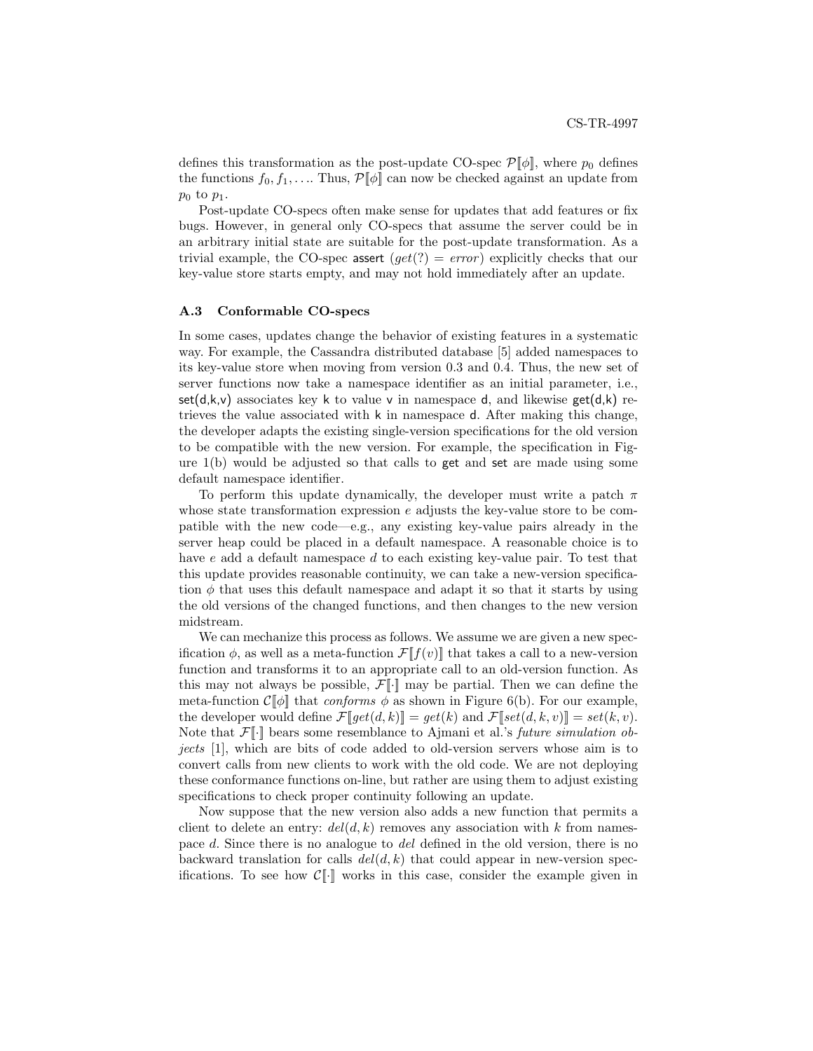defines this transformation as the post-update CO-spec $\mathcal{P}[\![\phi]\!]$, where $p_0$ defines the functions $f_0, f_1, \ldots$. Thus, $\mathcal{P}[\![\phi]\!]$ can now be checked against an update from $p_0$ to $p_1$.

Post-update CO-specs often make sense for updates that add features or fix bugs. However, in general only CO-specs that assume the server could be in an arbitrary initial state are suitable for the post-update transformation. As a trivial example, the CO-spec assert $(get(?) = error)$ explicitly checks that our key-value store starts empty, and may not hold immediately after an update.

### A.3 Conformable CO-specs

In some cases, updates change the behavior of existing features in a systematic way. For example, the Cassandra distributed database [5] added namespaces to its key-value store when moving from version 0.3 and 0.4. Thus, the new set of server functions now take a namespace identifier as an initial parameter, i.e., set(d,k,v) associates key k to value v in namespace d, and likewise get(d,k) retrieves the value associated with k in namespace d. After making this change, the developer adapts the existing single-version specifications for the old version to be compatible with the new version. For example, the specification in Figure 1(b) would be adjusted so that calls to get and set are made using some default namespace identifier.

To perform this update dynamically, the developer must write a patch $\pi$ whose state transformation expression $e$ adjusts the key-value store to be compatible with the new code—e.g., any existing key-value pairs already in the server heap could be placed in a default namespace. A reasonable choice is to have $e$ add a default namespace $d$ to each existing key-value pair. To test that this update provides reasonable continuity, we can take a new-version specification $\phi$ that uses this default namespace and adapt it so that it starts by using the old versions of the changed functions, and then changes to the new version midstream.

We can mechanize this process as follows. We assume we are given a new specification $\phi$, as well as a meta-function $\mathcal{F}[\![f(v)]\!]$ that takes a call to a new-version function and transforms it to an appropriate call to an old-version function. As this may not always be possible, $\mathcal{F}[\![\cdot]\!]$ may be partial. Then we can define the meta-function $\mathcal{C}[\![\phi]\!]$ that *conforms* $\phi$ as shown in Figure 6(b). For our example, the developer would define $\mathcal{F}[\![get(d,k)]\!] = get(k)$ and $\mathcal{F}[\![set(d,k,v)]\!] = set(k,v)$. Note that $\mathcal{F}[\![\cdot]\!]$ bears some resemblance to Ajmani et al.'s *future simulation objects* [1], which are bits of code added to old-version servers whose aim is to convert calls from new clients to work with the old code. We are not deploying these conformance functions on-line, but rather are using them to adjust existing specifications to check proper continuity following an update.

Now suppose that the new version also adds a new function that permits a client to delete an entry: $del(d,k)$ removes any association with $k$ from namespace $d$. Since there is no analogue to $del$ defined in the old version, there is no backward translation for calls $del(d,k)$ that could appear in new-version specifications. To see how $\mathcal{C}[\![\cdot]\!]$ works in this case, consider the example given in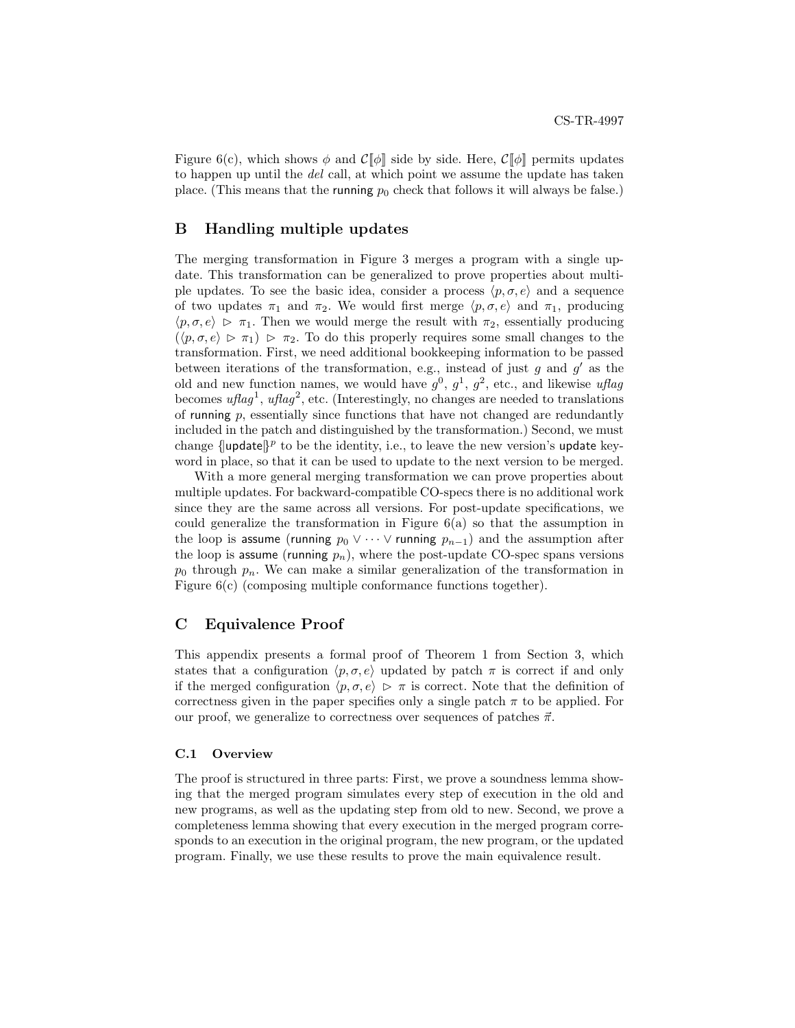Figure 6(c), which shows $\phi$ and $\mathcal{C}[\![\phi]\!]$ side by side. Here, $\mathcal{C}[\![\phi]\!]$ permits updates to happen up until the *del* call, at which point we assume the update has taken place. (This means that the running $p_0$ check that follows it will always be false.)

## B Handling multiple updates

The merging transformation in Figure 3 merges a program with a single update. This transformation can be generalized to prove properties about multiple updates. To see the basic idea, consider a process $\langle p, \sigma, e\rangle$ and a sequence of two updates $\pi_1$ and $\pi_2$. We would first merge $\langle p, \sigma, e\rangle$ and $\pi_1$, producing $\langle p, \sigma, e\rangle \rhd \pi_1$. Then we would merge the result with $\pi_2$, essentially producing $(\langle p, \sigma, e\rangle \rhd \pi_1) \rhd \pi_2$. To do this properly requires some small changes to the transformation. First, we need additional bookkeeping information to be passed between iterations of the transformation, e.g., instead of just $g$ and $g'$ as the old and new function names, we would have $g^0$, $g^1$, $g^2$, etc., and likewise *uflag* becomes $\mathit{uflag}^1$, $\mathit{uflag}^2$, etc. (Interestingly, no changes are needed to translations of running $p$, essentially since functions that have not changed are redundantly included in the patch and distinguished by the transformation.) Second, we must change $\{\!|\mathsf{update}|\!\}^p$ to be the identity, i.e., to leave the new version's update keyword in place, so that it can be used to update to the next version to be merged.

With a more general merging transformation we can prove properties about multiple updates. For backward-compatible CO-specs there is no additional work since they are the same across all versions. For post-update specifications, we could generalize the transformation in Figure 6(a) so that the assumption in the loop is assume (running $p_0 \vee \cdots \vee$ running $p_{n-1}$) and the assumption after the loop is assume (running $p_n$), where the post-update CO-spec spans versions $p_0$ through $p_n$. We can make a similar generalization of the transformation in Figure 6(c) (composing multiple conformance functions together).

## C Equivalence Proof

This appendix presents a formal proof of Theorem 1 from Section 3, which states that a configuration $\langle p, \sigma, e\rangle$ updated by patch $\pi$ is correct if and only if the merged configuration $\langle p, \sigma, e\rangle \rhd \pi$ is correct. Note that the definition of correctness given in the paper specifies only a single patch $\pi$ to be applied. For our proof, we generalize to correctness over sequences of patches $\vec{\pi}$.

### C.1 Overview

The proof is structured in three parts: First, we prove a soundness lemma showing that the merged program simulates every step of execution in the old and new programs, as well as the updating step from old to new. Second, we prove a completeness lemma showing that every execution in the merged program corresponds to an execution in the original program, the new program, or the updated program. Finally, we use these results to prove the main equivalence result.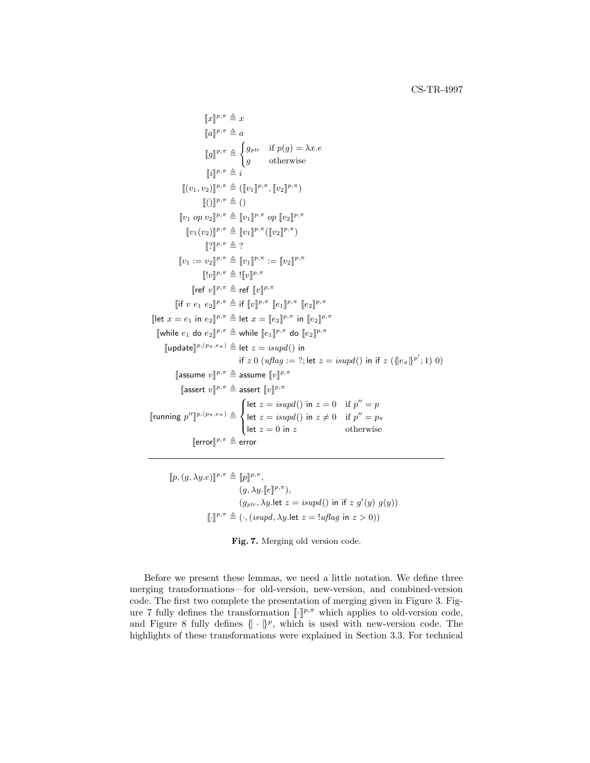$$
\begin{aligned}
[\![x]\!]^{p,\pi} &\triangleq x \\
[\![a]\!]^{p,\pi} &\triangleq a \\
[\![g]\!]^{p,\pi} &\triangleq \begin{cases} g_{ptr} & \text{if } p(g) = \lambda x.e \\ g & \text{otherwise} \end{cases} \\
[\![i]\!]^{p,\pi} &\triangleq i \\
[\![(v_1, v_2)]\!]^{p,\pi} &\triangleq ([\![v_1]\!]^{p,\pi}, [\![v_2]\!]^{p,\pi}) \\
[\![()]\!]^{p,\pi} &\triangleq () \\
[\![v_1 \ op \ v_2]\!]^{p,\pi} &\triangleq [\![v_1]\!]^{p,\pi} \ op \ [\![v_2]\!]^{p,\pi} \\
[\![v_1(v_2)]\!]^{p,\pi} &\triangleq [\![v_1]\!]^{p,\pi}([\![v_2]\!]^{p,\pi}) \\
[\![?]\!]^{p,\pi} &\triangleq ? \\
[\![v_1 := v_2]\!]^{p,\pi} &\triangleq [\![v_1]\!]^{p,\pi} := [\![v_2]\!]^{p,\pi} \\
[\![!v]\!]^{p,\pi} &\triangleq ![\![v]\!]^{p,\pi} \\
[\![\mathsf{ref}\ v]\!]^{p,\pi} &\triangleq \mathsf{ref}\ [\![v]\!]^{p,\pi} \\
[\![\mathsf{if}\ v\ e_1\ e_2]\!]^{p,\pi} &\triangleq \mathsf{if}\ [\![v]\!]^{p,\pi}\ [\![e_1]\!]^{p,\pi}\ [\![e_2]\!]^{p,\pi} \\
[\![\mathsf{let}\ x = e_1\ \mathsf{in}\ e_2]\!]^{p,\pi} &\triangleq \mathsf{let}\ x = [\![e_2]\!]^{p,\pi}\ \mathsf{in}\ [\![e_2]\!]^{p,\pi} \\
[\![\mathsf{while}\ e_1\ \mathsf{do}\ e_2]\!]^{p,\pi} &\triangleq \mathsf{while}\ [\![e_1]\!]^{p,\pi}\ \mathsf{do}\ [\![e_2]\!]^{p,\pi} \\
[\![\mathsf{update}]\!]^{p,(p_\pi,e_\pi)} &\triangleq \mathsf{let}\ z = isupd()\ \mathsf{in} \\
&\quad\ \mathsf{if}\ z\ 0\ (uflag := ?; \mathsf{let}\ z = isupd()\ \mathsf{in}\ \mathsf{if}\ z\ (\{\![e_\pi]\!\}^{p'}; 1)\ 0) \\
[\![\mathsf{assume}\ v]\!]^{p,\pi} &\triangleq \mathsf{assume}\ [\![v]\!]^{p,\pi} \\
[\![\mathsf{assert}\ v]\!]^{p,\pi} &\triangleq \mathsf{assert}\ [\![v]\!]^{p,\pi} \\
[\![\mathsf{running}\ p'']\!]^{p,(p_\pi,e_\pi)} &\triangleq \begin{cases} \mathsf{let}\ z = isupd()\ \mathsf{in}\ z = 0 & \text{if } p'' = p \\ \mathsf{let}\ z = isupd()\ \mathsf{in}\ z \neq 0 & \text{if } p'' = p_\pi \\ \mathsf{let}\ z = 0\ \mathsf{in}\ z & \text{otherwise} \end{cases} \\
[\![\mathsf{error}]\!]^{p,\pi} &\triangleq \mathsf{error}
\end{aligned}
$$

---

$$
\begin{aligned}
[\![p, (g, \lambda y.e)]\!]^{p,\pi} &\triangleq [\![p]\!]^{p,\pi}, \\
&\quad\ (g, \lambda y.[\![e]\!]^{p,\pi}), \\
&\quad\ (g_{ptr}, \lambda y.\mathsf{let}\ z = isupd()\ \mathsf{in}\ \mathsf{if}\ z\ g'(y)\ g(y)) \\
[\![\cdot]\!]^{p,\pi} &\triangleq (\cdot, (isupd, \lambda y.\mathsf{let}\ z = !uflag\ \mathsf{in}\ z > 0))
\end{aligned}
$$

**Fig. 7.** Merging old version code.

Before we present these lemmas, we need a little notation. We define three merging transformations—for old-version, new-version, and combined-version code. The first two complete the presentation of merging given in Figure 3. Figure 7 fully defines the transformation $[\![\cdot]\!]^{p,\pi}$ which applies to old-version code, and Figure 8 fully defines $\{\!\!\{\cdot\}\!\!\}^p$, which is used with new-version code. The highlights of these transformations were explained in Section 3.3. For technical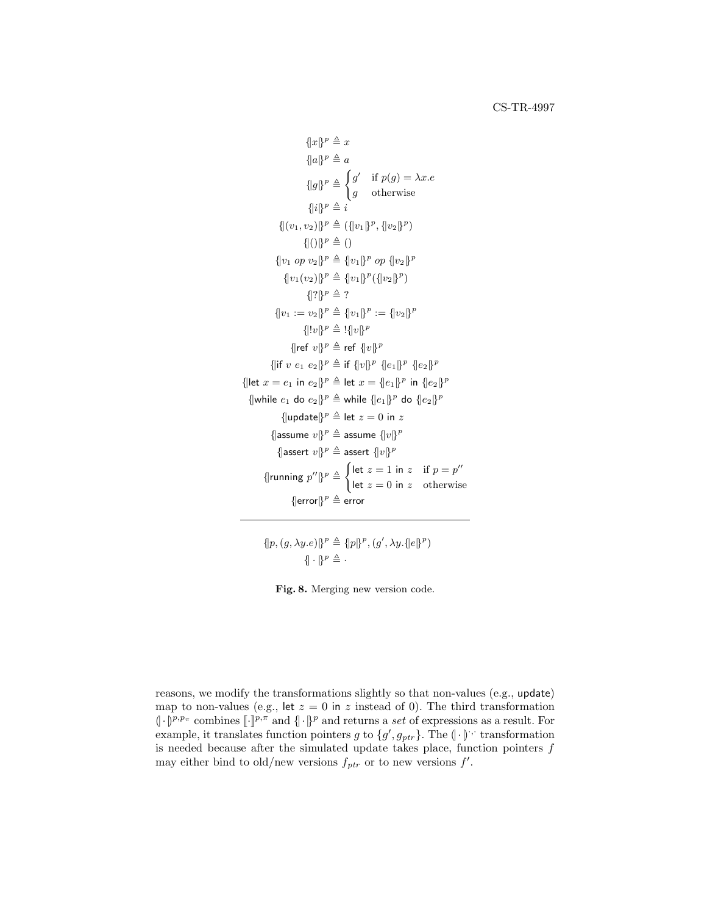$$
\begin{aligned}
\{\!|x|\!\}^p &\triangleq x \\
\{\!|a|\!\}^p &\triangleq a \\
\{\!|g|\!\}^p &\triangleq \begin{cases} g' & \text{if } p(g) = \lambda x.e \\ g & \text{otherwise} \end{cases} \\
\{\!|i|\!\}^p &\triangleq i \\
\{\!|(v_1, v_2)|\!\}^p &\triangleq (\{\!|v_1|\!\}^p, \{\!|v_2|\!\}^p) \\
\{\!|()|\!\}^p &\triangleq () \\
\{\!|v_1 \ op \ v_2|\!\}^p &\triangleq \{\!|v_1|\!\}^p \ op \ \{\!|v_2|\!\}^p \\
\{\!|v_1(v_2)|\!\}^p &\triangleq \{\!|v_1|\!\}^p(\{\!|v_2|\!\}^p) \\
\{\!|?|\!\}^p &\triangleq ? \\
\{\!|v_1 := v_2|\!\}^p &\triangleq \{\!|v_1|\!\}^p := \{\!|v_2|\!\}^p \\
\{\!|!v|\!\}^p &\triangleq !\{\!|v|\!\}^p \\
\{\!|\mathsf{ref}\ v|\!\}^p &\triangleq \mathsf{ref}\ \{\!|v|\!\}^p \\
\{\!|\mathsf{if}\ v\ e_1\ e_2|\!\}^p &\triangleq \mathsf{if}\ \{\!|v|\!\}^p\ \{\!|e_1|\!\}^p\ \{\!|e_2|\!\}^p \\
\{\!|\mathsf{let}\ x = e_1\ \mathsf{in}\ e_2|\!\}^p &\triangleq \mathsf{let}\ x = \{\!|e_1|\!\}^p\ \mathsf{in}\ \{\!|e_2|\!\}^p \\
\{\!|\mathsf{while}\ e_1\ \mathsf{do}\ e_2|\!\}^p &\triangleq \mathsf{while}\ \{\!|e_1|\!\}^p\ \mathsf{do}\ \{\!|e_2|\!\}^p \\
\{\!|\mathsf{update}|\!\}^p &\triangleq \mathsf{let}\ z = 0\ \mathsf{in}\ z \\
\{\!|\mathsf{assume}\ v|\!\}^p &\triangleq \mathsf{assume}\ \{\!|v|\!\}^p \\
\{\!|\mathsf{assert}\ v|\!\}^p &\triangleq \mathsf{assert}\ \{\!|v|\!\}^p \\
\{\!|\mathsf{running}\ p''|\!\}^p &\triangleq \begin{cases} \mathsf{let}\ z = 1\ \mathsf{in}\ z & \text{if } p = p'' \\ \mathsf{let}\ z = 0\ \mathsf{in}\ z & \text{otherwise} \end{cases} \\
\{\!|\mathsf{error}|\!\}^p &\triangleq \mathsf{error}
\end{aligned}
$$

$$
\begin{aligned}
\{\!|p, (g, \lambda y.e)|\!\}^p &\triangleq \{\!|p|\!\}^p, (g', \lambda y.\{\!|e|\!\}^p) \\
\{\!|\cdot|\!\}^p &\triangleq \cdot
\end{aligned}
$$

**Fig. 8.** Merging new version code.

reasons, we modify the transformations slightly so that non-values (e.g., update) map to non-values (e.g., let $z = 0$ in $z$ instead of 0). The third transformation $(\!|\cdot|\!)^{p,p_\pi}$ combines $[\![\cdot]\!]^{p,\pi}$ and $\{\!|\cdot|\!\}^p$ and returns a *set* of expressions as a result. For example, it translates function pointers $g$ to $\{g', g_{ptr}\}$. The $(\!|\cdot|\!)^{\cdot,\cdot}$ transformation is needed because after the simulated update takes place, function pointers $f$ may either bind to old/new versions $f_{ptr}$ or to new versions $f'$.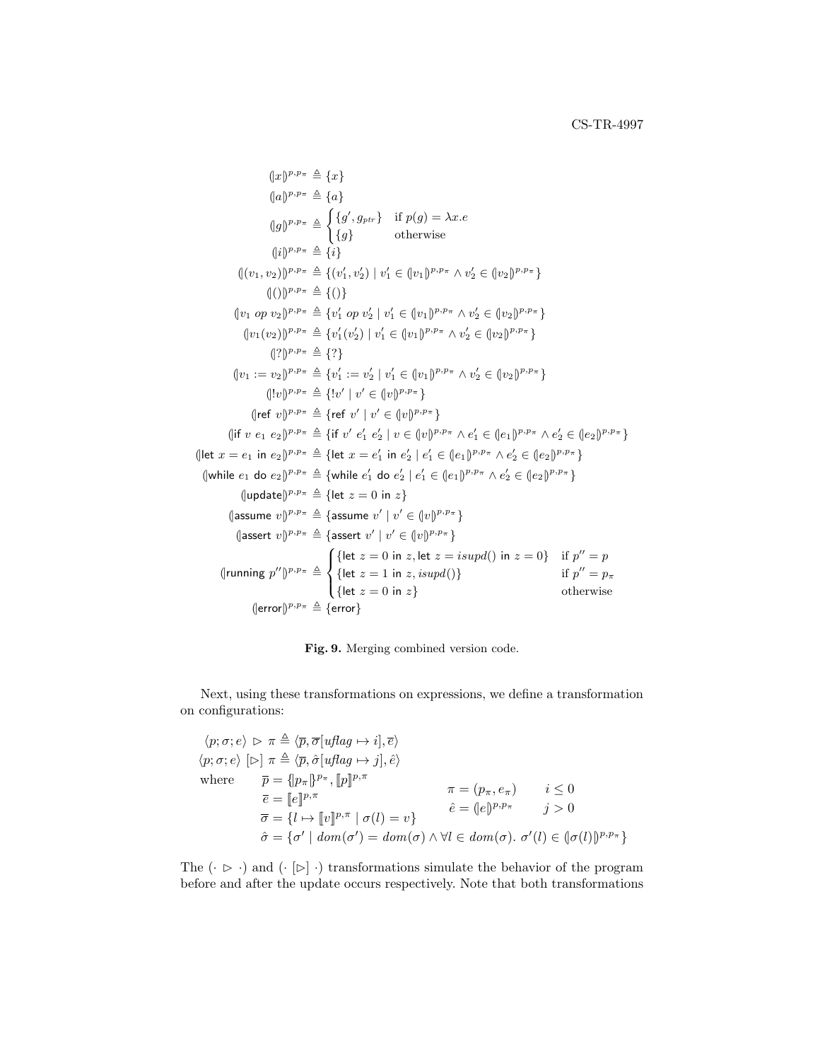$$
\begin{aligned}
(\!|x|\!)^{p,p_\pi} &\triangleq \{x\} \\
(\!|a|\!)^{p,p_\pi} &\triangleq \{a\} \\
(\!|g|\!)^{p,p_\pi} &\triangleq \begin{cases} \{g', g_{ptr}\} & \text{if } p(g) = \lambda x.e \\ \{g\} & \text{otherwise} \end{cases} \\
(\!|i|\!)^{p,p_\pi} &\triangleq \{i\} \\
(\!|(v_1, v_2)|\!)^{p,p_\pi} &\triangleq \{(v_1', v_2') \mid v_1' \in (\!|v_1|\!)^{p,p_\pi} \wedge v_2' \in (\!|v_2|\!)^{p,p_\pi}\} \\
(\!|()|\!)^{p,p_\pi} &\triangleq \{()\} \\
(\!|v_1 \; op \; v_2|\!)^{p,p_\pi} &\triangleq \{v_1' \; op \; v_2' \mid v_1' \in (\!|v_1|\!)^{p,p_\pi} \wedge v_2' \in (\!|v_2|\!)^{p,p_\pi}\} \\
(\!|v_1(v_2)|\!)^{p,p_\pi} &\triangleq \{v_1'(v_2') \mid v_1' \in (\!|v_1|\!)^{p,p_\pi} \wedge v_2' \in (\!|v_2|\!)^{p,p_\pi}\} \\
(\!|?|\!)^{p,p_\pi} &\triangleq \{?\} \\
(\!|v_1 := v_2|\!)^{p,p_\pi} &\triangleq \{v_1' := v_2' \mid v_1' \in (\!|v_1|\!)^{p,p_\pi} \wedge v_2' \in (\!|v_2|\!)^{p,p_\pi}\} \\
(\!|!v|\!)^{p,p_\pi} &\triangleq \{!v' \mid v' \in (\!|v|\!)^{p,p_\pi}\} \\
(\!|\mathsf{ref}\ v|\!)^{p,p_\pi} &\triangleq \{\mathsf{ref}\ v' \mid v' \in (\!|v|\!)^{p,p_\pi}\} \\
(\!|\mathsf{if}\ v\ e_1\ e_2|\!)^{p,p_\pi} &\triangleq \{\mathsf{if}\ v'\ e_1'\ e_2' \mid v \in (\!|v|\!)^{p,p_\pi} \wedge e_1' \in (\!|e_1|\!)^{p,p_\pi} \wedge e_2' \in (\!|e_2|\!)^{p,p_\pi}\} \\
(\!|\mathsf{let}\ x = e_1\ \mathsf{in}\ e_2|\!)^{p,p_\pi} &\triangleq \{\mathsf{let}\ x = e_1'\ \mathsf{in}\ e_2' \mid e_1' \in (\!|e_1|\!)^{p,p_\pi} \wedge e_2' \in (\!|e_2|\!)^{p,p_\pi}\} \\
(\!|\mathsf{while}\ e_1\ \mathsf{do}\ e_2|\!)^{p,p_\pi} &\triangleq \{\mathsf{while}\ e_1'\ \mathsf{do}\ e_2' \mid e_1' \in (\!|e_1|\!)^{p,p_\pi} \wedge e_2' \in (\!|e_2|\!)^{p,p_\pi}\} \\
(\!|\mathsf{update}|\!)^{p,p_\pi} &\triangleq \{\mathsf{let}\ z = 0\ \mathsf{in}\ z\} \\
(\!|\mathsf{assume}\ v|\!)^{p,p_\pi} &\triangleq \{\mathsf{assume}\ v' \mid v' \in (\!|v|\!)^{p,p_\pi}\} \\
(\!|\mathsf{assert}\ v|\!)^{p,p_\pi} &\triangleq \{\mathsf{assert}\ v' \mid v' \in (\!|v|\!)^{p,p_\pi}\} \\
(\!|\mathsf{running}\ p''|\!)^{p,p_\pi} &\triangleq \begin{cases} \{\mathsf{let}\ z = 0\ \mathsf{in}\ z, \mathsf{let}\ z = isupd()\ \mathsf{in}\ z = 0\} & \text{if } p'' = p \\ \{\mathsf{let}\ z = 1\ \mathsf{in}\ z, isupd()\} & \text{if } p'' = p_\pi \\ \{\mathsf{let}\ z = 0\ \mathsf{in}\ z\} & \text{otherwise} \end{cases} \\
(\!|\mathsf{error}|\!)^{p,p_\pi} &\triangleq \{\mathsf{error}\}
\end{aligned}
$$

**Fig. 9.** Merging combined version code.

Next, using these transformations on expressions, we define a transformation on configurations:

$$
\begin{aligned}
\langle p; \sigma; e\rangle \ \rhd \ \pi &\triangleq \langle \overline{p}, \overline{\sigma}[\mathit{uflag} \mapsto i], \overline{e}\rangle \\
\langle p; \sigma; e\rangle \ [\rhd] \ \pi &\triangleq \langle \overline{p}, \hat{\sigma}[\mathit{uflag} \mapsto j], \hat{e}\rangle \\
\text{where} \quad & \overline{p} = \{\!|p_\pi|\!\}^{p_\pi}, [\![p]\!]^{p,\pi} \qquad\qquad \pi = (p_\pi, e_\pi) \qquad i \le 0 \\
& \overline{e} = [\![e]\!]^{p,\pi} \qquad\qquad\qquad\quad\;\; \hat{e} = (\!|e|\!)^{p,p_\pi} \qquad j > 0 \\
& \overline{\sigma} = \{l \mapsto [\![v]\!]^{p,\pi} \mid \sigma(l) = v\} \\
& \hat{\sigma} = \{\sigma' \mid dom(\sigma') = dom(\sigma) \wedge \forall l \in dom(\sigma).\ \sigma'(l) \in (\!|\sigma(l)|\!)^{p,p_\pi}\}
\end{aligned}
$$

The $(\cdot \ \rhd \ \cdot)$ and $(\cdot \ [\rhd] \ \cdot)$ transformations simulate the behavior of the program before and after the update occurs respectively. Note that both transformations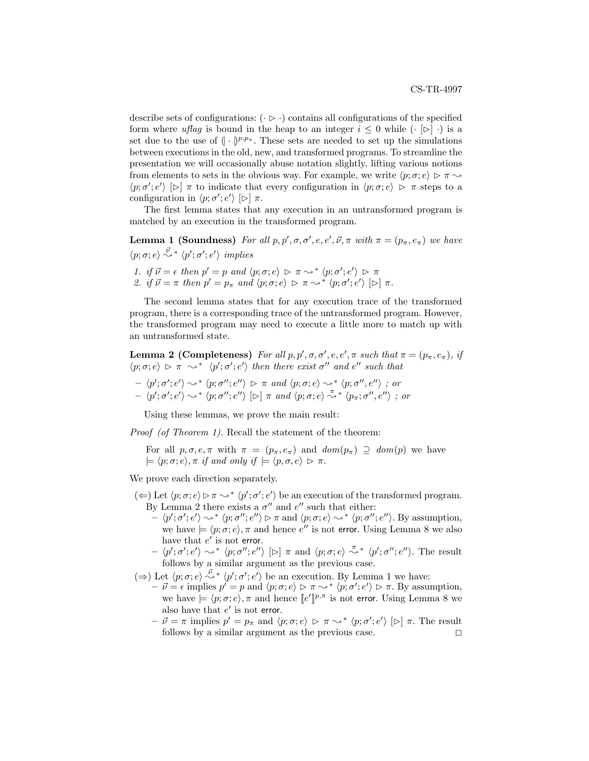describe sets of configurations: $(\cdot \rhd \cdot)$ contains all configurations of the specified form where *uflag* is bound in the heap to an integer $i \leq 0$ while $(\cdot\ [\rhd]\ \cdot)$ is a set due to the use of $(\!|\cdot|\!)^{p,p_\pi}$. These sets are needed to set up the simulations between executions in the old, new, and transformed programs. To streamline the presentation we will occasionally abuse notation slightly, lifting various notions from elements to sets in the obvious way. For example, we write $\langle p;\sigma;e\rangle \rhd \pi \rightsquigarrow \langle p;\sigma';e'\rangle\ [\rhd]\ \pi$ to indicate that every configuration in $\langle p;\sigma;e\rangle \rhd \pi$ steps to a configuration in $\langle p;\sigma';e'\rangle\ [\rhd]\ \pi$.

The first lemma states that any execution in an untransformed program is matched by an execution in the transformed program.

**Lemma 1 (Soundness)** *For all $p, p', \sigma, \sigma', e, e', \vec{\nu}, \pi$ with $\pi = (p_\pi, e_\pi)$ we have $\langle p;\sigma;e\rangle \overset{\vec{\nu}}{\rightsquigarrow}{}^* \langle p';\sigma';e'\rangle$ implies*

1. *if $\vec{\nu} = \epsilon$ then $p' = p$ and $\langle p;\sigma;e\rangle \rhd \pi \rightsquigarrow^* \langle p;\sigma';e'\rangle \rhd \pi$*
2. *if $\vec{\nu} = \pi$ then $p' = p_\pi$ and $\langle p;\sigma;e\rangle \rhd \pi \rightsquigarrow^* \langle p;\sigma';e'\rangle\ [\rhd]\ \pi$.*

The second lemma states that for any execution trace of the transformed program, there is a corresponding trace of the untransformed program. However, the transformed program may need to execute a little more to match up with an untransformed state.

**Lemma 2 (Completeness)** *For all $p, p', \sigma, \sigma', e, e', \pi$ such that $\pi = (p_\pi, e_\pi)$, if $\langle p;\sigma;e\rangle \rhd \pi \rightsquigarrow^* \langle p';\sigma';e'\rangle$ then there exist $\sigma''$ and $e''$ such that*

- *$\langle p';\sigma';e'\rangle \rightsquigarrow^* \langle p;\sigma'';e''\rangle \rhd \pi$ and $\langle p;\sigma;e\rangle \rightsquigarrow^* \langle p;\sigma'',e''\rangle$ ; or*
- *$\langle p';\sigma';e'\rangle \rightsquigarrow^* \langle p;\sigma'';e''\rangle\ [\rhd]\ \pi$ and $\langle p;\sigma;e\rangle \overset{\pi}{\rightsquigarrow}{}^* \langle p_\pi;\sigma'',e''\rangle$ ; or*

Using these lemmas, we prove the main result:

*Proof (of Theorem 1).* Recall the statement of the theorem:

> For all $p, \sigma, e, \pi$ with $\pi = (p_\pi, e_\pi)$ and $dom(p_\pi) \supseteq dom(p)$ we have $\models \langle p;\sigma;e\rangle, \pi$ *if and only if* $\models \langle p,\sigma,e\rangle \rhd \pi$.

We prove each direction separately.

- $(\Leftarrow)$ Let $\langle p;\sigma;e\rangle \rhd \pi \rightsquigarrow^* \langle p';\sigma';e'\rangle$ be an execution of the transformed program. By Lemma 2 there exists a $\sigma''$ and $e''$ such that either:
  - $\langle p';\sigma';e'\rangle \rightsquigarrow^* \langle p;\sigma'';e''\rangle \rhd \pi$ and $\langle p;\sigma;e\rangle \rightsquigarrow^* \langle p;\sigma'';e''\rangle$. By assumption, we have $\models \langle p;\sigma;e\rangle, \pi$ and hence $e''$ is not error. Using Lemma 8 we also have that $e'$ is not error.
  - $\langle p';\sigma';e'\rangle \rightsquigarrow^* \langle p;\sigma'';e''\rangle\ [\rhd]\ \pi$ and $\langle p;\sigma;e\rangle \overset{\pi}{\rightsquigarrow}{}^* \langle p';\sigma'';e''\rangle$. The result follows by a similar argument as the previous case.
- $(\Rightarrow)$ Let $\langle p;\sigma;e\rangle \overset{\vec{\nu}}{\rightsquigarrow}{}^* \langle p';\sigma';e'\rangle$ be an execution. By Lemma 1 we have:
  - $\vec{\nu} = \epsilon$ implies $p' = p$ and $\langle p;\sigma;e\rangle \rhd \pi \rightsquigarrow^* \langle p;\sigma';e'\rangle \rhd \pi$. By assumption, we have $\models \langle p;\sigma;e\rangle, \pi$ and hence $[\![e']\!]^{p,\pi}$ is not error. Using Lemma 8 we also have that $e'$ is not error.
  - $\vec{\nu} = \pi$ implies $p' = p_\pi$ and $\langle p;\sigma;e\rangle \rhd \pi \rightsquigarrow^* \langle p;\sigma';e'\rangle\ [\rhd]\ \pi$. The result follows by a similar argument as the previous case. $\square$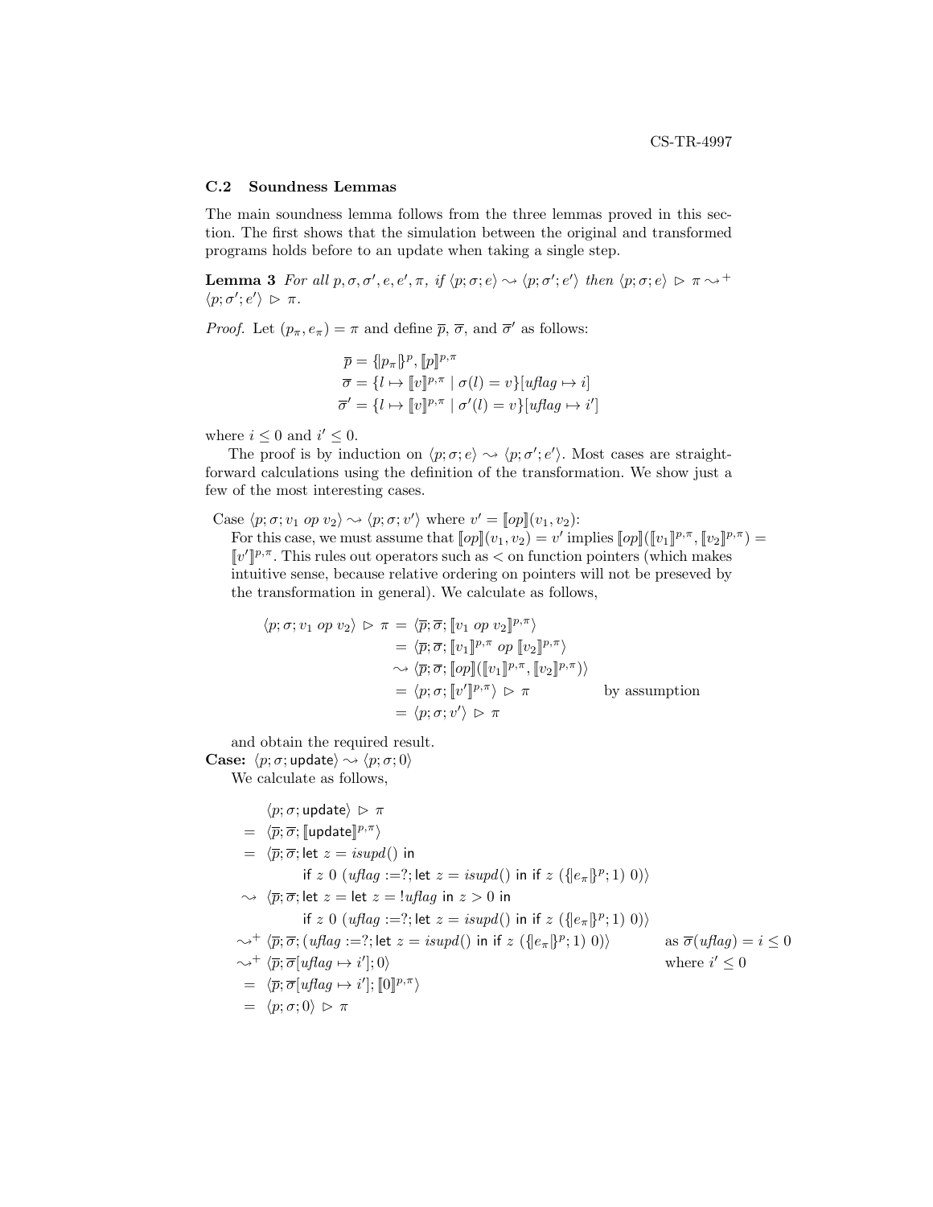### C.2 Soundness Lemmas

The main soundness lemma follows from the three lemmas proved in this section. The first shows that the simulation between the original and transformed programs holds before to an update when taking a single step.

**Lemma 3** *For all $p, \sigma, \sigma', e, e', \pi$, if $\langle p; \sigma; e\rangle \rightsquigarrow \langle p; \sigma'; e'\rangle$ then $\langle p; \sigma; e\rangle \,\rhd\, \pi \rightsquigarrow^+ \langle p; \sigma'; e'\rangle \,\rhd\, \pi$.*

*Proof.* Let $(p_\pi, e_\pi) = \pi$ and define $\overline{p}$, $\overline{\sigma}$, and $\overline{\sigma}'$ as follows:

$$
\begin{aligned}
\overline{p} &= \{\!|p_\pi|\!\}^p, [\![p]\!]^{p,\pi} \\
\overline{\sigma} &= \{l \mapsto [\![v]\!]^{p,\pi} \mid \sigma(l) = v\}[\mathit{uflag} \mapsto i] \\
\overline{\sigma}' &= \{l \mapsto [\![v]\!]^{p,\pi} \mid \sigma'(l) = v\}[\mathit{uflag} \mapsto i']
\end{aligned}
$$

where $i \leq 0$ and $i' \leq 0$.

The proof is by induction on $\langle p; \sigma; e\rangle \rightsquigarrow \langle p; \sigma'; e'\rangle$. Most cases are straightforward calculations using the definition of the transformation. We show just a few of the most interesting cases.

Case $\langle p; \sigma; v_1 \; op \; v_2\rangle \rightsquigarrow \langle p; \sigma; v'\rangle$ where $v' = [\![op]\!](v_1, v_2)$:
For this case, we must assume that $[\![op]\!](v_1, v_2) = v'$ implies $[\![op]\!]([\![v_1]\!]^{p,\pi}, [\![v_2]\!]^{p,\pi}) = [\![v']\!]^{p,\pi}$. This rules out operators such as $<$ on function pointers (which makes intuitive sense, because relative ordering on pointers will not be preseved by the transformation in general). We calculate as follows,

$$
\begin{aligned}
\langle p; \sigma; v_1 \; op \; v_2\rangle \,\rhd\, \pi &= \langle \overline{p}; \overline{\sigma}; [\![v_1 \; op \; v_2]\!]^{p,\pi}\rangle \\
&= \langle \overline{p}; \overline{\sigma}; [\![v_1]\!]^{p,\pi} \; op \; [\![v_2]\!]^{p,\pi}\rangle \\
&\rightsquigarrow \langle \overline{p}; \overline{\sigma}; [\![op]\!]([\![v_1]\!]^{p,\pi}, [\![v_2]\!]^{p,\pi})\rangle \\
&= \langle p; \sigma; [\![v']\!]^{p,\pi}\rangle \,\rhd\, \pi \qquad\qquad \text{by assumption} \\
&= \langle p; \sigma; v'\rangle \,\rhd\, \pi
\end{aligned}
$$

and obtain the required result.

**Case:** $\langle p; \sigma; \mathsf{update}\rangle \rightsquigarrow \langle p; \sigma; 0\rangle$
We calculate as follows,

$$
\begin{aligned}
& \langle p; \sigma; \mathsf{update}\rangle \,\rhd\, \pi \\
=\; & \langle \overline{p}; \overline{\sigma}; [\![\mathsf{update}]\!]^{p,\pi}\rangle \\
=\; & \langle \overline{p}; \overline{\sigma}; \mathsf{let}\ z = \mathit{isupd}()\ \mathsf{in} \\
& \quad \mathsf{if}\ z\ 0\ (\mathit{uflag} :=?; \mathsf{let}\ z = \mathit{isupd}()\ \mathsf{in}\ \mathsf{if}\ z\ (\{\!|e_\pi|\!\}^p; 1)\ 0)\rangle \\
\rightsquigarrow\; & \langle \overline{p}; \overline{\sigma}; \mathsf{let}\ z = \mathsf{let}\ z = !\mathit{uflag}\ \mathsf{in}\ z > 0\ \mathsf{in} \\
& \quad \mathsf{if}\ z\ 0\ (\mathit{uflag} :=?; \mathsf{let}\ z = \mathit{isupd}()\ \mathsf{in}\ \mathsf{if}\ z\ (\{\!|e_\pi|\!\}^p; 1)\ 0)\rangle \\
\rightsquigarrow^+\; & \langle \overline{p}; \overline{\sigma}; (\mathit{uflag} :=?; \mathsf{let}\ z = \mathit{isupd}()\ \mathsf{in}\ \mathsf{if}\ z\ (\{\!|e_\pi|\!\}^p; 1)\ 0)\rangle \qquad \text{as } \overline{\sigma}(\mathit{uflag}) = i \leq 0 \\
\rightsquigarrow^+\; & \langle \overline{p}; \overline{\sigma}[\mathit{uflag} \mapsto i']; 0\rangle \qquad \text{where } i' \leq 0 \\
=\; & \langle \overline{p}; \overline{\sigma}[\mathit{uflag} \mapsto i']; [\![0]\!]^{p,\pi}\rangle \\
=\; & \langle p; \sigma; 0\rangle \,\rhd\, \pi
\end{aligned}
$$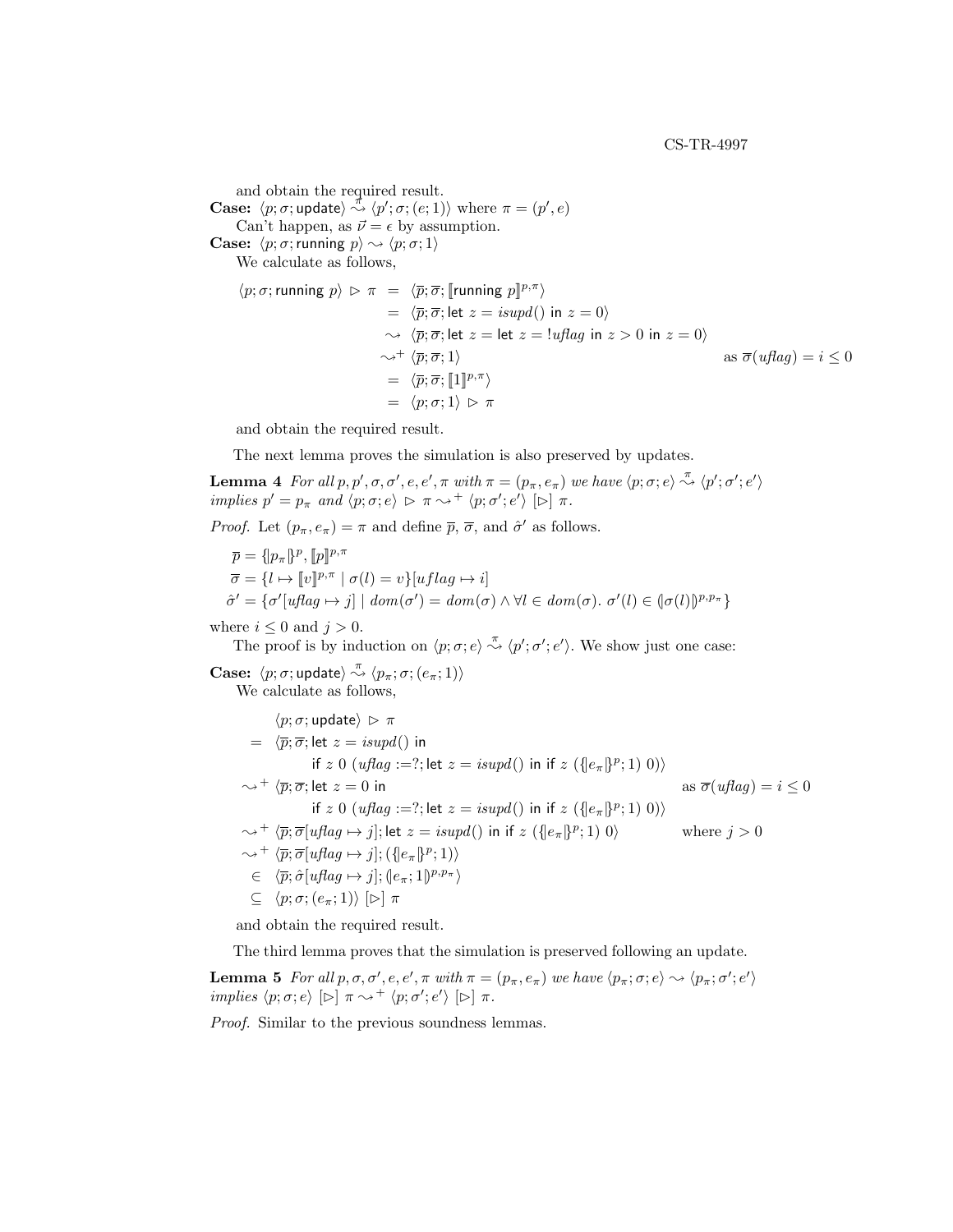and obtain the required result.

**Case:** $\langle p; \sigma; \mathsf{update}\rangle \overset{\pi}{\rightsquigarrow} \langle p'; \sigma; (e; 1)\rangle$ where $\pi = (p', e)$

Can't happen, as $\vec{\nu} = \epsilon$ by assumption.

**Case:** $\langle p; \sigma; \mathsf{running}\ p\rangle \rightsquigarrow \langle p; \sigma; 1\rangle$

We calculate as follows,

$$
\begin{array}{rcll}
\langle p; \sigma; \mathsf{running}\ p\rangle \ \rhd\ \pi & = & \langle \overline{p}; \overline{\sigma}; [\![\mathsf{running}\ p]\!]^{p,\pi}\rangle & \\
& = & \langle \overline{p}; \overline{\sigma}; \mathsf{let}\ z = \mathit{isupd}()\ \mathsf{in}\ z = 0\rangle & \\
& \rightsquigarrow & \langle \overline{p}; \overline{\sigma}; \mathsf{let}\ z = \mathsf{let}\ z = !\mathit{uflag}\ \mathsf{in}\ z > 0\ \mathsf{in}\ z = 0\rangle & \\
& \rightsquigarrow^{+} & \langle \overline{p}; \overline{\sigma}; 1\rangle & \text{as } \overline{\sigma}(\mathit{uflag}) = i \leq 0 \\
& = & \langle \overline{p}; \overline{\sigma}; [\![1]\!]^{p,\pi}\rangle & \\
& = & \langle p; \sigma; 1\rangle \ \rhd\ \pi &
\end{array}
$$

and obtain the required result.

The next lemma proves the simulation is also preserved by updates.

**Lemma 4** *For all $p, p', \sigma, \sigma', e, e', \pi$ with $\pi = (p_\pi, e_\pi)$ we have $\langle p; \sigma; e\rangle \overset{\pi}{\rightsquigarrow} \langle p'; \sigma'; e'\rangle$ implies $p' = p_\pi$ and $\langle p; \sigma; e\rangle \ \rhd\ \pi \rightsquigarrow^{+} \langle p; \sigma'; e'\rangle\ [\rhd]\ \pi$.*

*Proof.* Let $(p_\pi, e_\pi) = \pi$ and define $\overline{p}$, $\overline{\sigma}$, and $\hat{\sigma}'$ as follows.

$$
\begin{array}{l}
\overline{p} = \{\![p_\pi]\!\}^{p}, [\![p]\!]^{p,\pi} \\
\overline{\sigma} = \{l \mapsto [\![v]\!]^{p,\pi} \mid \sigma(l) = v\}[uflag \mapsto i] \\
\hat{\sigma}' = \{\sigma'[\mathit{uflag} \mapsto j] \mid dom(\sigma') = dom(\sigma) \wedge \forall l \in dom(\sigma).\ \sigma'(l) \in (\![\sigma(l)]\!)^{p,p_\pi}\}
\end{array}
$$

where $i \leq 0$ and $j > 0$.

The proof is by induction on $\langle p; \sigma; e\rangle \overset{\pi}{\rightsquigarrow} \langle p'; \sigma'; e'\rangle$. We show just one case:

**Case:** $\langle p; \sigma; \mathsf{update}\rangle \overset{\pi}{\rightsquigarrow} \langle p_\pi; \sigma; (e_\pi; 1)\rangle$

We calculate as follows,

$$
\begin{array}{cll}
& \langle p; \sigma; \mathsf{update}\rangle \ \rhd\ \pi & \\
= & \langle \overline{p}; \overline{\sigma}; \mathsf{let}\ z = \mathit{isupd}()\ \mathsf{in} & \\
& \quad \mathsf{if}\ z\ 0\ (\mathit{uflag} := ?; \mathsf{let}\ z = \mathit{isupd}()\ \mathsf{in}\ \mathsf{if}\ z\ (\{\![e_\pi]\!\}^{p}; 1)\ 0)\rangle & \\
\rightsquigarrow^{+} & \langle \overline{p}; \overline{\sigma}; \mathsf{let}\ z = 0\ \mathsf{in} & \text{as } \overline{\sigma}(\mathit{uflag}) = i \leq 0 \\
& \quad \mathsf{if}\ z\ 0\ (\mathit{uflag} := ?; \mathsf{let}\ z = \mathit{isupd}()\ \mathsf{in}\ \mathsf{if}\ z\ (\{\![e_\pi]\!\}^{p}; 1)\ 0)\rangle & \\
\rightsquigarrow^{+} & \langle \overline{p}; \overline{\sigma}[\mathit{uflag} \mapsto j]; \mathsf{let}\ z = \mathit{isupd}()\ \mathsf{in}\ \mathsf{if}\ z\ (\{\![e_\pi]\!\}^{p}; 1)\ 0\rangle & \text{where } j > 0 \\
\rightsquigarrow^{+} & \langle \overline{p}; \overline{\sigma}[\mathit{uflag} \mapsto j]; (\{\![e_\pi]\!\}^{p}; 1)\rangle & \\
\in & \langle \overline{p}; \hat{\sigma}[\mathit{uflag} \mapsto j]; (\![e_\pi; 1]\!)^{p,p_\pi}\rangle & \\
\subseteq & \langle p; \sigma; (e_\pi; 1)\rangle\ [\rhd]\ \pi &
\end{array}
$$

and obtain the required result.

The third lemma proves that the simulation is preserved following an update.

**Lemma 5** *For all $p, \sigma, \sigma', e, e', \pi$ with $\pi = (p_\pi, e_\pi)$ we have $\langle p_\pi; \sigma; e\rangle \rightsquigarrow \langle p_\pi; \sigma'; e'\rangle$ implies $\langle p; \sigma; e\rangle\ [\rhd]\ \pi \rightsquigarrow^{+} \langle p; \sigma'; e'\rangle\ [\rhd]\ \pi$.*

*Proof.* Similar to the previous soundness lemmas.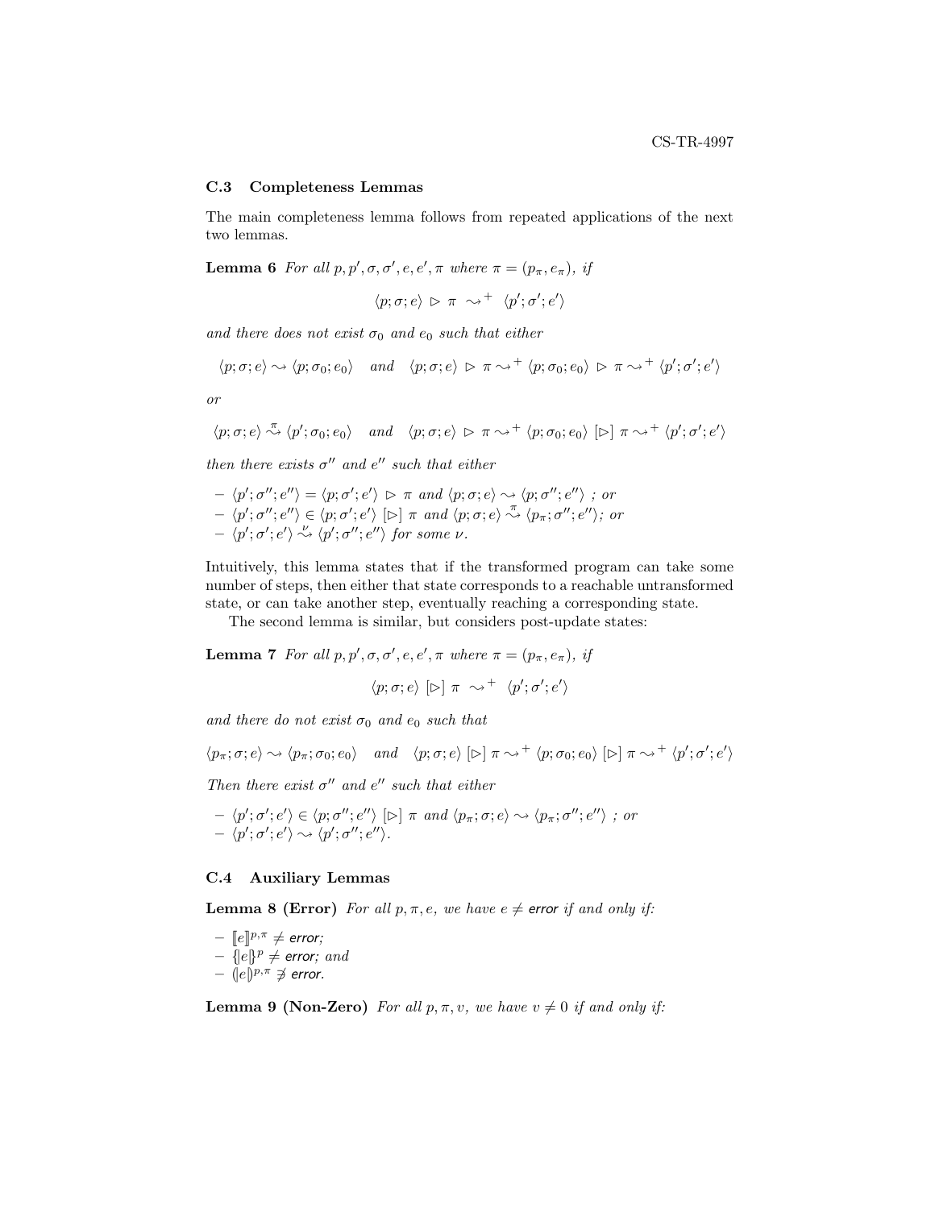### C.3 Completeness Lemmas

The main completeness lemma follows from repeated applications of the next two lemmas.

**Lemma 6** *For all $p, p', \sigma, \sigma', e, e', \pi$ where $\pi = (p_\pi, e_\pi)$, if*

$$\langle p; \sigma; e \rangle \ \rhd \ \pi \ \leadsto^+ \ \langle p'; \sigma'; e' \rangle$$

*and there does not exist $\sigma_0$ and $e_0$ such that either*

$$\langle p; \sigma; e \rangle \leadsto \langle p; \sigma_0; e_0 \rangle \quad \text{and} \quad \langle p; \sigma; e \rangle \ \rhd \ \pi \leadsto^+ \langle p; \sigma_0; e_0 \rangle \ \rhd \ \pi \leadsto^+ \langle p'; \sigma'; e' \rangle$$

*or*

$$\langle p; \sigma; e \rangle \overset{\pi}{\leadsto} \langle p'; \sigma_0; e_0 \rangle \quad \text{and} \quad \langle p; \sigma; e \rangle \ \rhd \ \pi \leadsto^+ \langle p; \sigma_0; e_0 \rangle \ [\rhd] \ \pi \leadsto^+ \langle p'; \sigma'; e' \rangle$$

*then there exists $\sigma''$ and $e''$ such that either*

- $\langle p'; \sigma''; e'' \rangle = \langle p; \sigma'; e' \rangle \ \rhd \ \pi$ *and* $\langle p; \sigma; e \rangle \leadsto \langle p; \sigma''; e'' \rangle$ *; or*
- $\langle p'; \sigma''; e'' \rangle \in \langle p; \sigma'; e' \rangle \ [\rhd] \ \pi$ *and* $\langle p; \sigma; e \rangle \overset{\pi}{\leadsto} \langle p_\pi; \sigma''; e'' \rangle$*; or*
- $\langle p'; \sigma'; e' \rangle \overset{\nu}{\leadsto} \langle p'; \sigma''; e'' \rangle$ *for some $\nu$.*

Intuitively, this lemma states that if the transformed program can take some number of steps, then either that state corresponds to a reachable untransformed state, or can take another step, eventually reaching a corresponding state.

The second lemma is similar, but considers post-update states:

**Lemma 7** *For all $p, p', \sigma, \sigma', e, e', \pi$ where $\pi = (p_\pi, e_\pi)$, if*

$$\langle p; \sigma; e \rangle \ [\rhd] \ \pi \ \leadsto^+ \ \langle p'; \sigma'; e' \rangle$$

*and there do not exist $\sigma_0$ and $e_0$ such that*

$$\langle p_\pi; \sigma; e \rangle \leadsto \langle p_\pi; \sigma_0; e_0 \rangle \quad \text{and} \quad \langle p; \sigma; e \rangle \ [\rhd] \ \pi \leadsto^+ \langle p; \sigma_0; e_0 \rangle \ [\rhd] \ \pi \leadsto^+ \langle p'; \sigma'; e' \rangle$$

*Then there exist $\sigma''$ and $e''$ such that either*

- $\langle p'; \sigma'; e' \rangle \in \langle p; \sigma''; e'' \rangle \ [\rhd] \ \pi$ *and* $\langle p_\pi; \sigma; e \rangle \leadsto \langle p_\pi; \sigma''; e'' \rangle$ *; or*
- $\langle p'; \sigma'; e' \rangle \leadsto \langle p'; \sigma''; e'' \rangle$.

### C.4 Auxiliary Lemmas

**Lemma 8 (Error)** *For all $p, \pi, e$, we have $e \neq \textsf{error}$ if and only if:*

- $[\![e]\!]^{p,\pi} \neq \textsf{error}$*;*
- $\{\![e]\!\}^{p} \neq \textsf{error}$*; and*
- $(\![e]\!)^{p,\pi} \not\ni \textsf{error}$.

**Lemma 9 (Non-Zero)** *For all $p, \pi, v$, we have $v \neq 0$ if and only if:*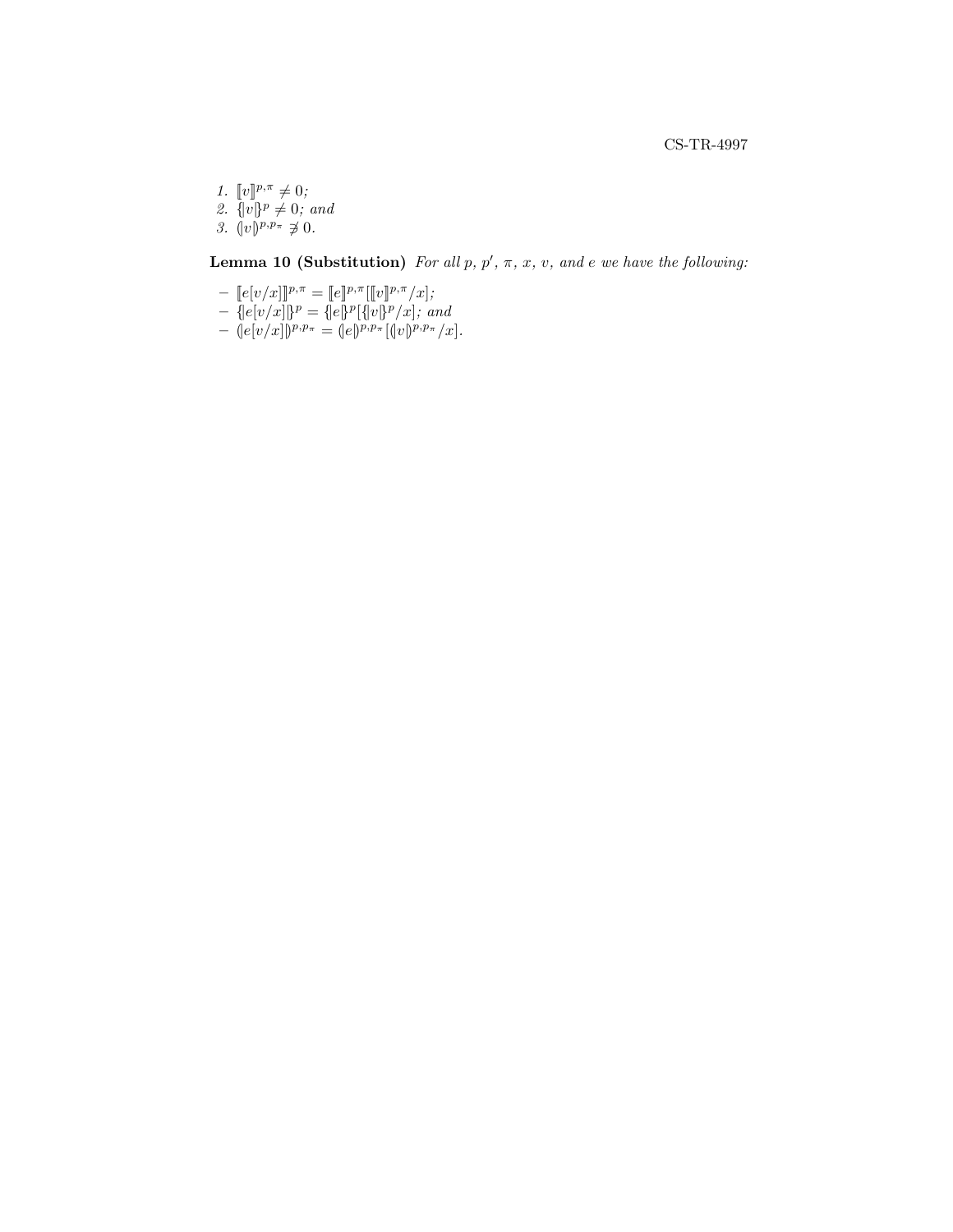1. $[\![v]\!]^{p,\pi} \neq 0$;
2. $\{\!|v|\!\}^{p} \neq 0$; and
3. $(\!|v|\!)^{p,p_\pi} \not\ni 0$.

**Lemma 10 (Substitution)** *For all $p$, $p'$, $\pi$, $x$, $v$, and $e$ we have the following:*

- $[\![e[v/x]]\!]^{p,\pi} = [\![e]\!]^{p,\pi}[[\![v]\!]^{p,\pi}/x]$;
- $\{\!|e[v/x]|\!\}^{p} = \{\!|e|\!\}^{p}[\{\!|v|\!\}^{p}/x]$; and
- $(\!|e[v/x]|\!)^{p,p_\pi} = (\!|e|\!)^{p,p_\pi}[(\!|v|\!)^{p,p_\pi}/x]$.